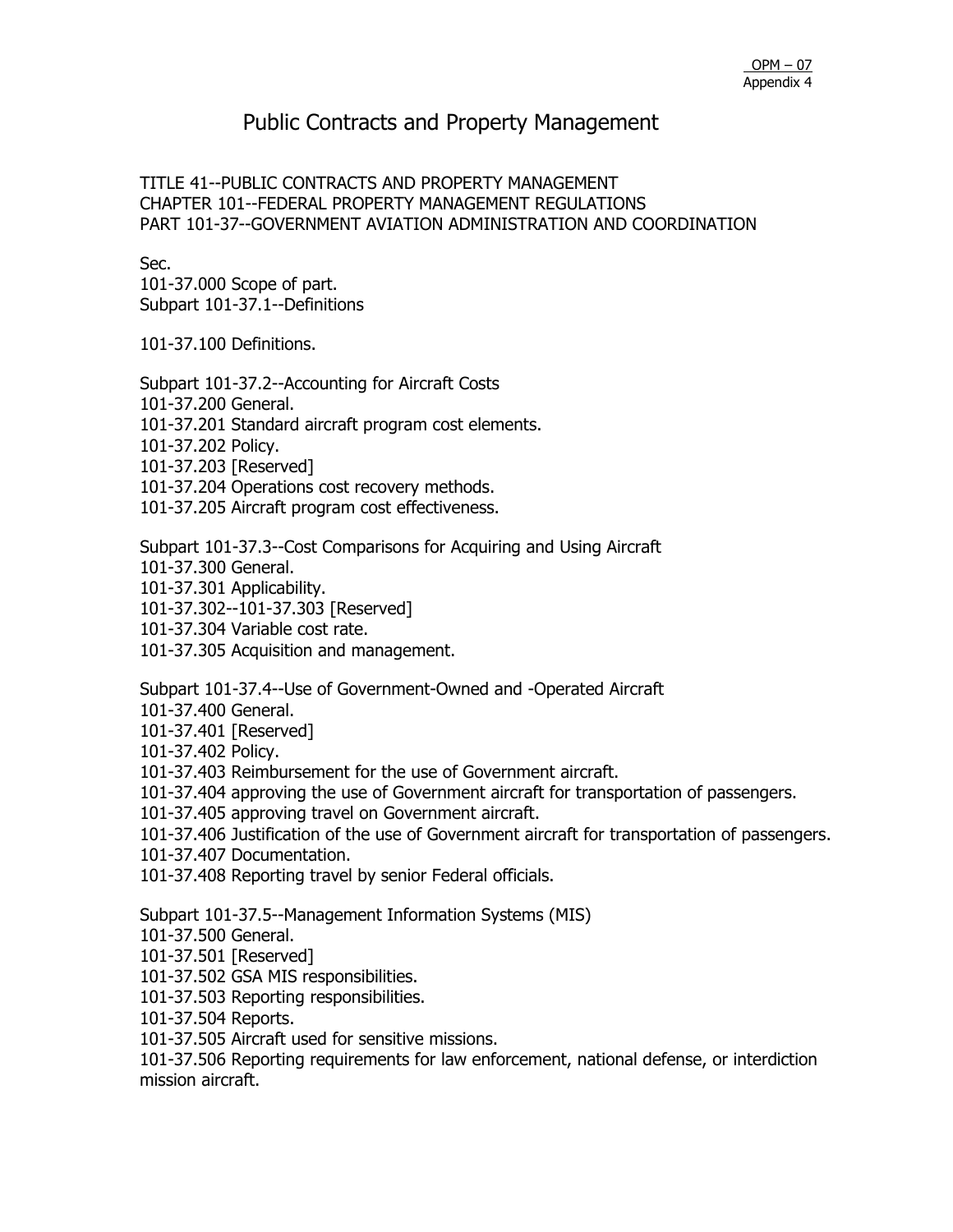OPM – 07
Appendix 4

# Public Contracts and Property Management

TITLE 41--PUBLIC CONTRACTS AND PROPERTY MANAGEMENT
CHAPTER 101--FEDERAL PROPERTY MANAGEMENT REGULATIONS
PART 101-37--GOVERNMENT AVIATION ADMINISTRATION AND COORDINATION

Sec.
101-37.000 Scope of part.
Subpart 101-37.1--Definitions

101-37.100 Definitions.

Subpart 101-37.2--Accounting for Aircraft Costs
101-37.200 General.
101-37.201 Standard aircraft program cost elements.
101-37.202 Policy.
101-37.203 [Reserved]
101-37.204 Operations cost recovery methods.
101-37.205 Aircraft program cost effectiveness.

Subpart 101-37.3--Cost Comparisons for Acquiring and Using Aircraft
101-37.300 General.
101-37.301 Applicability.
101-37.302--101-37.303 [Reserved]
101-37.304 Variable cost rate.
101-37.305 Acquisition and management.

Subpart 101-37.4--Use of Government-Owned and -Operated Aircraft
101-37.400 General.
101-37.401 [Reserved]
101-37.402 Policy.
101-37.403 Reimbursement for the use of Government aircraft.
101-37.404 approving the use of Government aircraft for transportation of passengers.
101-37.405 approving travel on Government aircraft.
101-37.406 Justification of the use of Government aircraft for transportation of passengers.
101-37.407 Documentation.
101-37.408 Reporting travel by senior Federal officials.

Subpart 101-37.5--Management Information Systems (MIS)
101-37.500 General.
101-37.501 [Reserved]
101-37.502 GSA MIS responsibilities.
101-37.503 Reporting responsibilities.
101-37.504 Reports.
101-37.505 Aircraft used for sensitive missions.
101-37.506 Reporting requirements for law enforcement, national defense, or interdiction mission aircraft.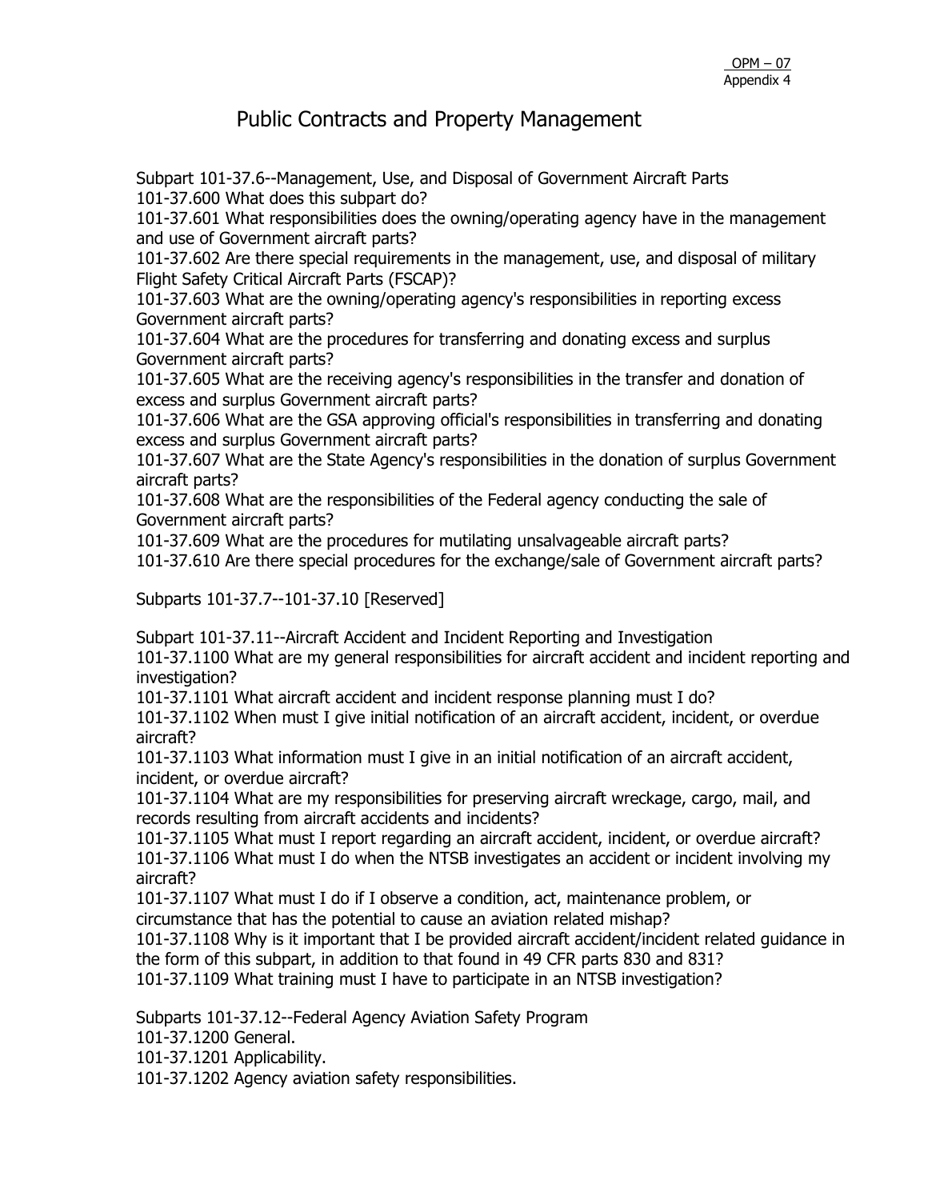# Public Contracts and Property Management

Subpart 101-37.6--Management, Use, and Disposal of Government Aircraft Parts
101-37.600 What does this subpart do?
101-37.601 What responsibilities does the owning/operating agency have in the management and use of Government aircraft parts?
101-37.602 Are there special requirements in the management, use, and disposal of military Flight Safety Critical Aircraft Parts (FSCAP)?
101-37.603 What are the owning/operating agency's responsibilities in reporting excess Government aircraft parts?
101-37.604 What are the procedures for transferring and donating excess and surplus Government aircraft parts?
101-37.605 What are the receiving agency's responsibilities in the transfer and donation of excess and surplus Government aircraft parts?
101-37.606 What are the GSA approving official's responsibilities in transferring and donating excess and surplus Government aircraft parts?
101-37.607 What are the State Agency's responsibilities in the donation of surplus Government aircraft parts?
101-37.608 What are the responsibilities of the Federal agency conducting the sale of Government aircraft parts?
101-37.609 What are the procedures for mutilating unsalvageable aircraft parts?
101-37.610 Are there special procedures for the exchange/sale of Government aircraft parts?

Subparts 101-37.7--101-37.10 [Reserved]

Subpart 101-37.11--Aircraft Accident and Incident Reporting and Investigation
101-37.1100 What are my general responsibilities for aircraft accident and incident reporting and investigation?
101-37.1101 What aircraft accident and incident response planning must I do?
101-37.1102 When must I give initial notification of an aircraft accident, incident, or overdue aircraft?
101-37.1103 What information must I give in an initial notification of an aircraft accident, incident, or overdue aircraft?
101-37.1104 What are my responsibilities for preserving aircraft wreckage, cargo, mail, and records resulting from aircraft accidents and incidents?
101-37.1105 What must I report regarding an aircraft accident, incident, or overdue aircraft?
101-37.1106 What must I do when the NTSB investigates an accident or incident involving my aircraft?
101-37.1107 What must I do if I observe a condition, act, maintenance problem, or circumstance that has the potential to cause an aviation related mishap?
101-37.1108 Why is it important that I be provided aircraft accident/incident related guidance in the form of this subpart, in addition to that found in 49 CFR parts 830 and 831?
101-37.1109 What training must I have to participate in an NTSB investigation?

Subparts 101-37.12--Federal Agency Aviation Safety Program
101-37.1200 General.
101-37.1201 Applicability.
101-37.1202 Agency aviation safety responsibilities.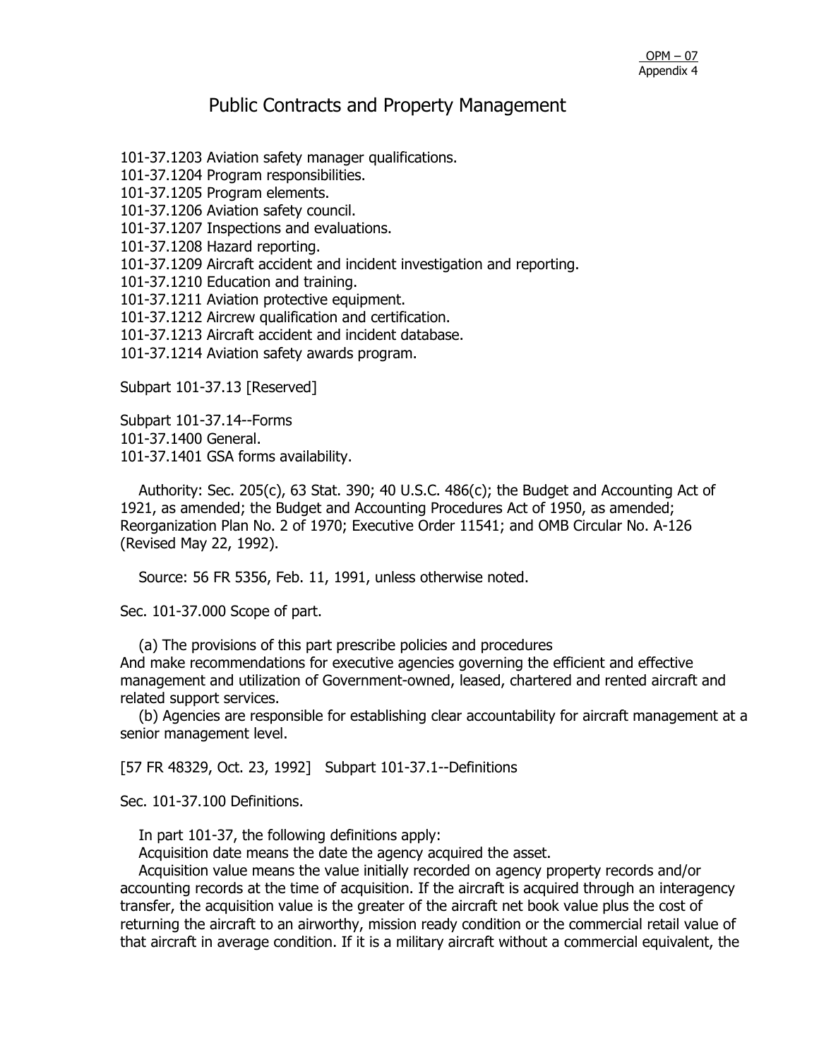# Public Contracts and Property Management

101-37.1203 Aviation safety manager qualifications.
101-37.1204 Program responsibilities.
101-37.1205 Program elements.
101-37.1206 Aviation safety council.
101-37.1207 Inspections and evaluations.
101-37.1208 Hazard reporting.
101-37.1209 Aircraft accident and incident investigation and reporting.
101-37.1210 Education and training.
101-37.1211 Aviation protective equipment.
101-37.1212 Aircrew qualification and certification.
101-37.1213 Aircraft accident and incident database.
101-37.1214 Aviation safety awards program.

Subpart 101-37.13 [Reserved]

Subpart 101-37.14--Forms
101-37.1400 General.
101-37.1401 GSA forms availability.

Authority: Sec. 205(c), 63 Stat. 390; 40 U.S.C. 486(c); the Budget and Accounting Act of 1921, as amended; the Budget and Accounting Procedures Act of 1950, as amended; Reorganization Plan No. 2 of 1970; Executive Order 11541; and OMB Circular No. A-126 (Revised May 22, 1992).

Source: 56 FR 5356, Feb. 11, 1991, unless otherwise noted.

Sec. 101-37.000 Scope of part.

(a) The provisions of this part prescribe policies and procedures And make recommendations for executive agencies governing the efficient and effective management and utilization of Government-owned, leased, chartered and rented aircraft and related support services.

(b) Agencies are responsible for establishing clear accountability for aircraft management at a senior management level.

[57 FR 48329, Oct. 23, 1992] Subpart 101-37.1--Definitions

Sec. 101-37.100 Definitions.

In part 101-37, the following definitions apply:

Acquisition date means the date the agency acquired the asset.

Acquisition value means the value initially recorded on agency property records and/or accounting records at the time of acquisition. If the aircraft is acquired through an interagency transfer, the acquisition value is the greater of the aircraft net book value plus the cost of returning the aircraft to an airworthy, mission ready condition or the commercial retail value of that aircraft in average condition. If it is a military aircraft without a commercial equivalent, the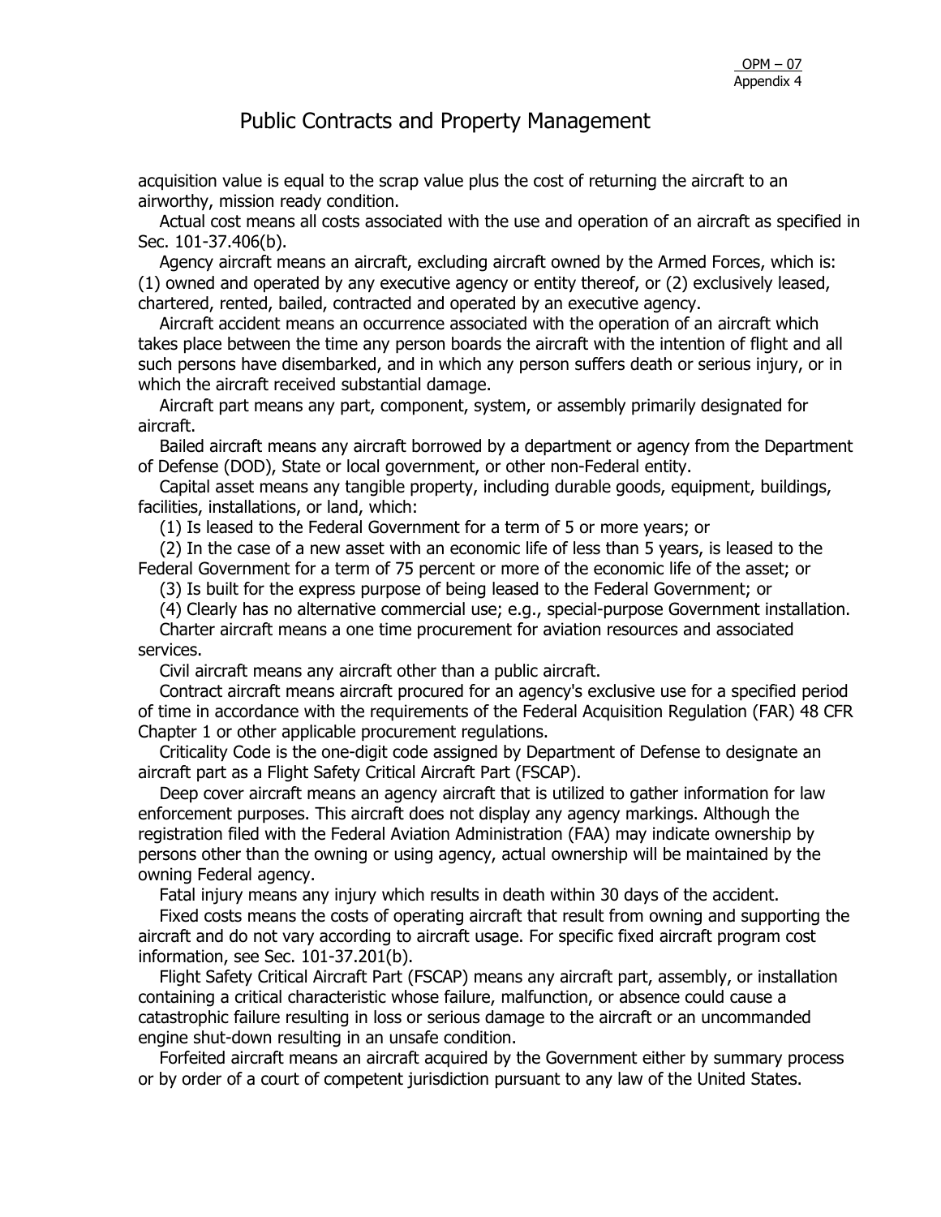# Public Contracts and Property Management

acquisition value is equal to the scrap value plus the cost of returning the aircraft to an airworthy, mission ready condition.

Actual cost means all costs associated with the use and operation of an aircraft as specified in Sec. 101-37.406(b).

Agency aircraft means an aircraft, excluding aircraft owned by the Armed Forces, which is: (1) owned and operated by any executive agency or entity thereof, or (2) exclusively leased, chartered, rented, bailed, contracted and operated by an executive agency.

Aircraft accident means an occurrence associated with the operation of an aircraft which takes place between the time any person boards the aircraft with the intention of flight and all such persons have disembarked, and in which any person suffers death or serious injury, or in which the aircraft received substantial damage.

Aircraft part means any part, component, system, or assembly primarily designated for aircraft.

Bailed aircraft means any aircraft borrowed by a department or agency from the Department of Defense (DOD), State or local government, or other non-Federal entity.

Capital asset means any tangible property, including durable goods, equipment, buildings, facilities, installations, or land, which:

(1) Is leased to the Federal Government for a term of 5 or more years; or

(2) In the case of a new asset with an economic life of less than 5 years, is leased to the Federal Government for a term of 75 percent or more of the economic life of the asset; or

(3) Is built for the express purpose of being leased to the Federal Government; or

(4) Clearly has no alternative commercial use; e.g., special-purpose Government installation.

Charter aircraft means a one time procurement for aviation resources and associated services.

Civil aircraft means any aircraft other than a public aircraft.

Contract aircraft means aircraft procured for an agency's exclusive use for a specified period of time in accordance with the requirements of the Federal Acquisition Regulation (FAR) 48 CFR Chapter 1 or other applicable procurement regulations.

Criticality Code is the one-digit code assigned by Department of Defense to designate an aircraft part as a Flight Safety Critical Aircraft Part (FSCAP).

Deep cover aircraft means an agency aircraft that is utilized to gather information for law enforcement purposes. This aircraft does not display any agency markings. Although the registration filed with the Federal Aviation Administration (FAA) may indicate ownership by persons other than the owning or using agency, actual ownership will be maintained by the owning Federal agency.

Fatal injury means any injury which results in death within 30 days of the accident.

Fixed costs means the costs of operating aircraft that result from owning and supporting the aircraft and do not vary according to aircraft usage. For specific fixed aircraft program cost information, see Sec. 101-37.201(b).

Flight Safety Critical Aircraft Part (FSCAP) means any aircraft part, assembly, or installation containing a critical characteristic whose failure, malfunction, or absence could cause a catastrophic failure resulting in loss or serious damage to the aircraft or an uncommanded engine shut-down resulting in an unsafe condition.

Forfeited aircraft means an aircraft acquired by the Government either by summary process or by order of a court of competent jurisdiction pursuant to any law of the United States.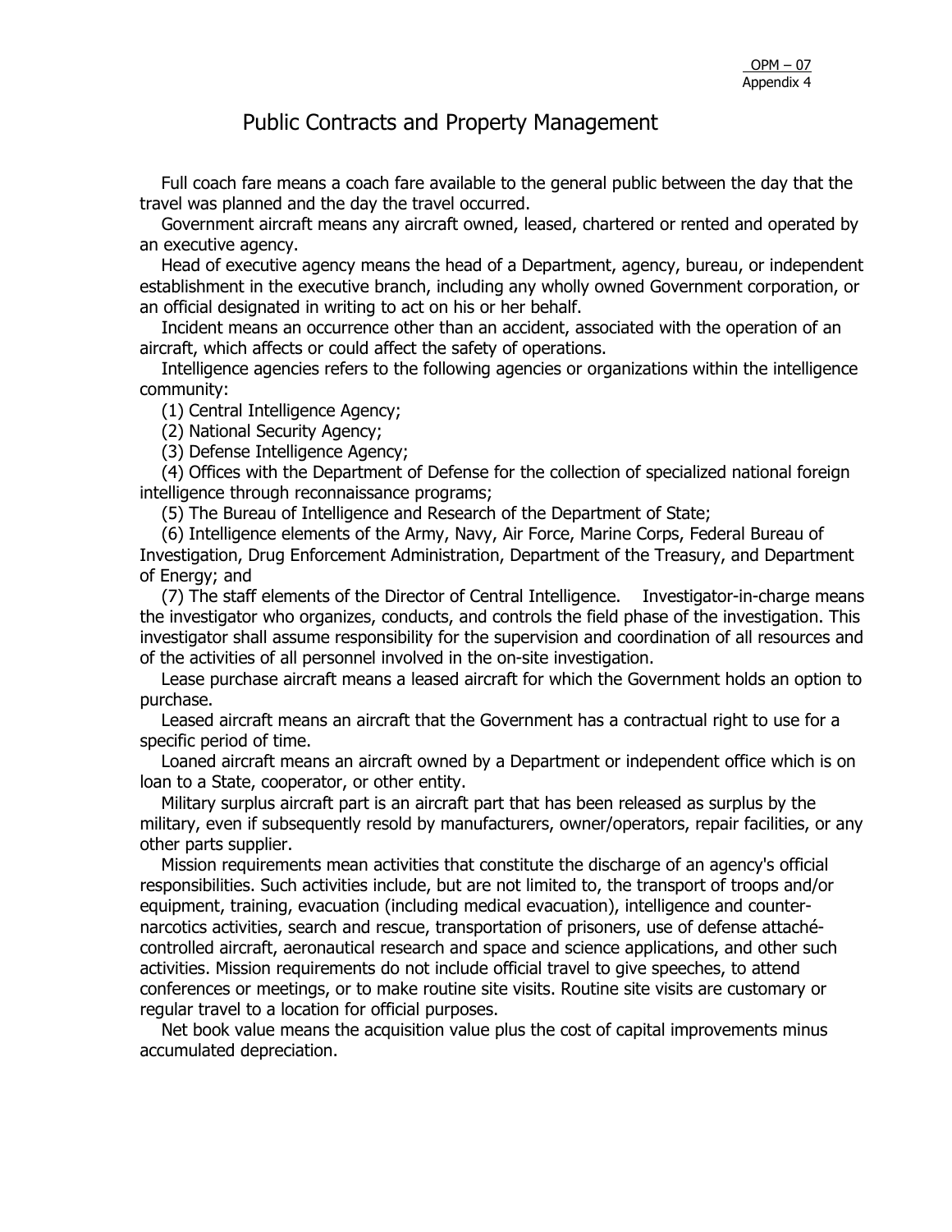# Public Contracts and Property Management

Full coach fare means a coach fare available to the general public between the day that the travel was planned and the day the travel occurred.

Government aircraft means any aircraft owned, leased, chartered or rented and operated by an executive agency.

Head of executive agency means the head of a Department, agency, bureau, or independent establishment in the executive branch, including any wholly owned Government corporation, or an official designated in writing to act on his or her behalf.

Incident means an occurrence other than an accident, associated with the operation of an aircraft, which affects or could affect the safety of operations.

Intelligence agencies refers to the following agencies or organizations within the intelligence community:

(1) Central Intelligence Agency;

(2) National Security Agency;

(3) Defense Intelligence Agency;

(4) Offices with the Department of Defense for the collection of specialized national foreign intelligence through reconnaissance programs;

(5) The Bureau of Intelligence and Research of the Department of State;

(6) Intelligence elements of the Army, Navy, Air Force, Marine Corps, Federal Bureau of Investigation, Drug Enforcement Administration, Department of the Treasury, and Department of Energy; and

(7) The staff elements of the Director of Central Intelligence.

Investigator-in-charge means the investigator who organizes, conducts, and controls the field phase of the investigation. This investigator shall assume responsibility for the supervision and coordination of all resources and of the activities of all personnel involved in the on-site investigation.

Lease purchase aircraft means a leased aircraft for which the Government holds an option to purchase.

Leased aircraft means an aircraft that the Government has a contractual right to use for a specific period of time.

Loaned aircraft means an aircraft owned by a Department or independent office which is on loan to a State, cooperator, or other entity.

Military surplus aircraft part is an aircraft part that has been released as surplus by the military, even if subsequently resold by manufacturers, owner/operators, repair facilities, or any other parts supplier.

Mission requirements mean activities that constitute the discharge of an agency's official responsibilities. Such activities include, but are not limited to, the transport of troops and/or equipment, training, evacuation (including medical evacuation), intelligence and counter-narcotics activities, search and rescue, transportation of prisoners, use of defense attaché-controlled aircraft, aeronautical research and space and science applications, and other such activities. Mission requirements do not include official travel to give speeches, to attend conferences or meetings, or to make routine site visits. Routine site visits are customary or regular travel to a location for official purposes.

Net book value means the acquisition value plus the cost of capital improvements minus accumulated depreciation.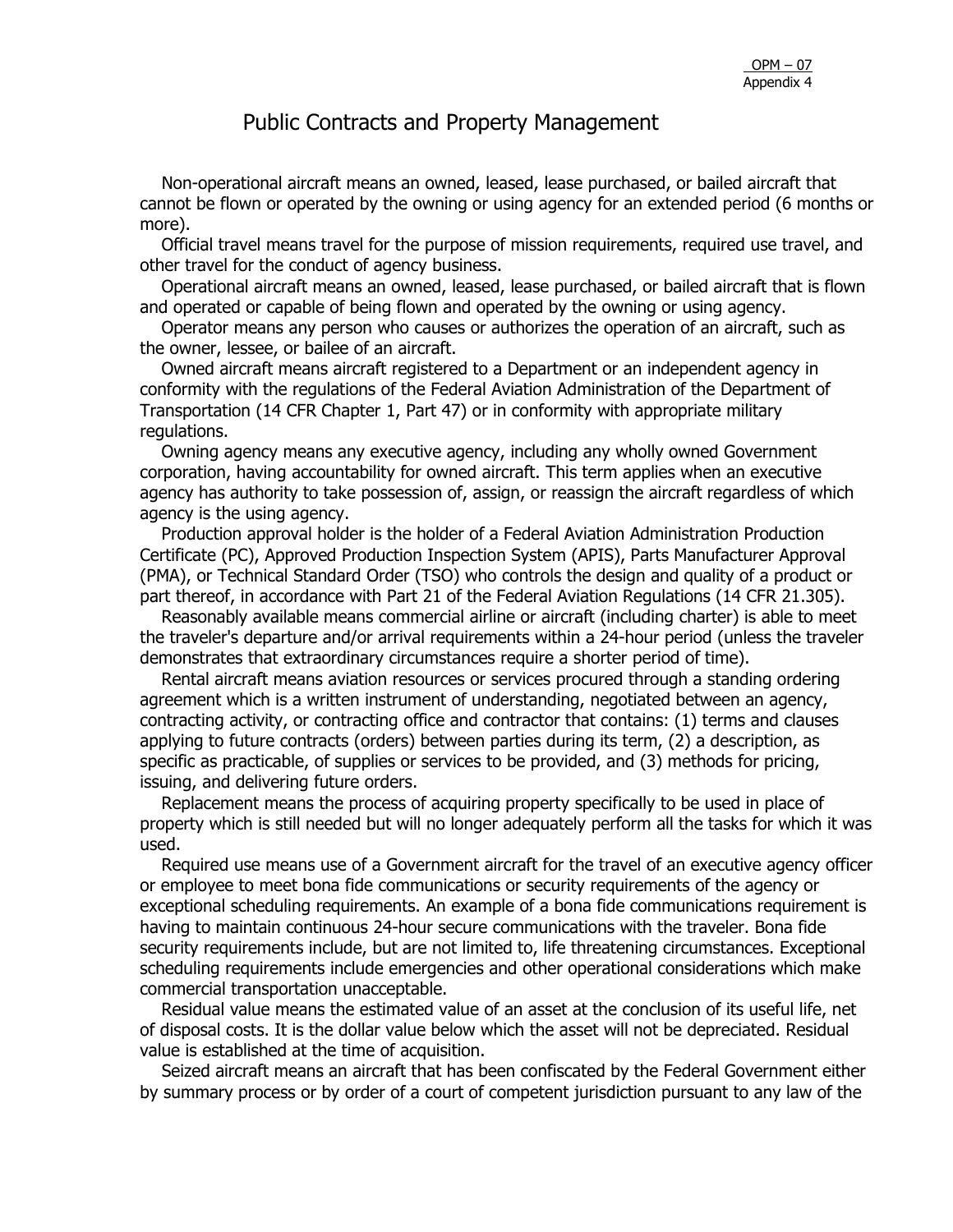# Public Contracts and Property Management

Non-operational aircraft means an owned, leased, lease purchased, or bailed aircraft that cannot be flown or operated by the owning or using agency for an extended period (6 months or more).

Official travel means travel for the purpose of mission requirements, required use travel, and other travel for the conduct of agency business.

Operational aircraft means an owned, leased, lease purchased, or bailed aircraft that is flown and operated or capable of being flown and operated by the owning or using agency.

Operator means any person who causes or authorizes the operation of an aircraft, such as the owner, lessee, or bailee of an aircraft.

Owned aircraft means aircraft registered to a Department or an independent agency in conformity with the regulations of the Federal Aviation Administration of the Department of Transportation (14 CFR Chapter 1, Part 47) or in conformity with appropriate military regulations.

Owning agency means any executive agency, including any wholly owned Government corporation, having accountability for owned aircraft. This term applies when an executive agency has authority to take possession of, assign, or reassign the aircraft regardless of which agency is the using agency.

Production approval holder is the holder of a Federal Aviation Administration Production Certificate (PC), Approved Production Inspection System (APIS), Parts Manufacturer Approval (PMA), or Technical Standard Order (TSO) who controls the design and quality of a product or part thereof, in accordance with Part 21 of the Federal Aviation Regulations (14 CFR 21.305).

Reasonably available means commercial airline or aircraft (including charter) is able to meet the traveler's departure and/or arrival requirements within a 24-hour period (unless the traveler demonstrates that extraordinary circumstances require a shorter period of time).

Rental aircraft means aviation resources or services procured through a standing ordering agreement which is a written instrument of understanding, negotiated between an agency, contracting activity, or contracting office and contractor that contains: (1) terms and clauses applying to future contracts (orders) between parties during its term, (2) a description, as specific as practicable, of supplies or services to be provided, and (3) methods for pricing, issuing, and delivering future orders.

Replacement means the process of acquiring property specifically to be used in place of property which is still needed but will no longer adequately perform all the tasks for which it was used.

Required use means use of a Government aircraft for the travel of an executive agency officer or employee to meet bona fide communications or security requirements of the agency or exceptional scheduling requirements. An example of a bona fide communications requirement is having to maintain continuous 24-hour secure communications with the traveler. Bona fide security requirements include, but are not limited to, life threatening circumstances. Exceptional scheduling requirements include emergencies and other operational considerations which make commercial transportation unacceptable.

Residual value means the estimated value of an asset at the conclusion of its useful life, net of disposal costs. It is the dollar value below which the asset will not be depreciated. Residual value is established at the time of acquisition.

Seized aircraft means an aircraft that has been confiscated by the Federal Government either by summary process or by order of a court of competent jurisdiction pursuant to any law of the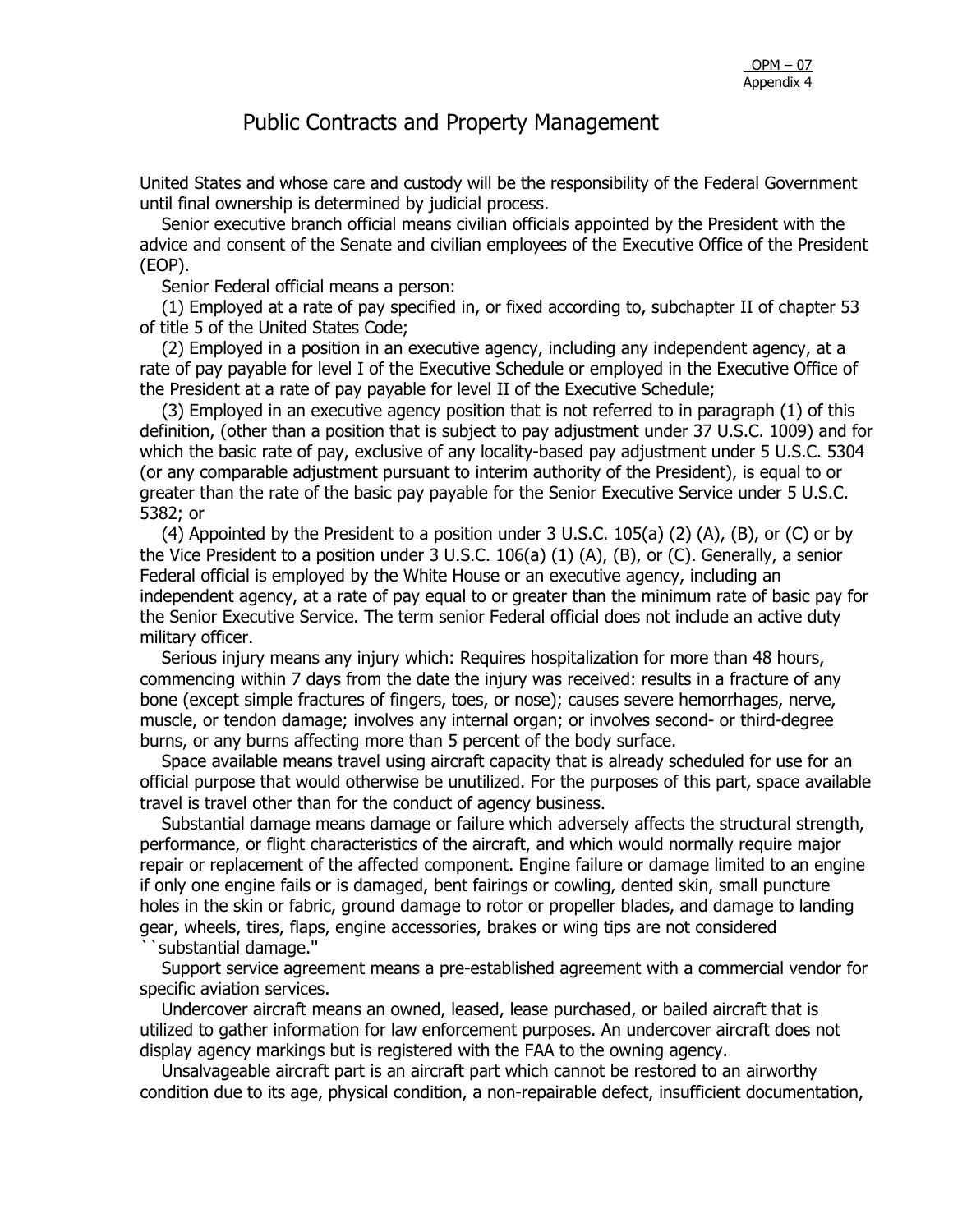United States and whose care and custody will be the responsibility of the Federal Government until final ownership is determined by judicial process.

Senior executive branch official means civilian officials appointed by the President with the advice and consent of the Senate and civilian employees of the Executive Office of the President (EOP).

Senior Federal official means a person:

(1) Employed at a rate of pay specified in, or fixed according to, subchapter II of chapter 53 of title 5 of the United States Code;

(2) Employed in a position in an executive agency, including any independent agency, at a rate of pay payable for level I of the Executive Schedule or employed in the Executive Office of the President at a rate of pay payable for level II of the Executive Schedule;

(3) Employed in an executive agency position that is not referred to in paragraph (1) of this definition, (other than a position that is subject to pay adjustment under 37 U.S.C. 1009) and for which the basic rate of pay, exclusive of any locality-based pay adjustment under 5 U.S.C. 5304 (or any comparable adjustment pursuant to interim authority of the President), is equal to or greater than the rate of the basic pay payable for the Senior Executive Service under 5 U.S.C. 5382; or

(4) Appointed by the President to a position under 3 U.S.C. 105(a) (2) (A), (B), or (C) or by the Vice President to a position under 3 U.S.C. 106(a) (1) (A), (B), or (C). Generally, a senior Federal official is employed by the White House or an executive agency, including an independent agency, at a rate of pay equal to or greater than the minimum rate of basic pay for the Senior Executive Service. The term senior Federal official does not include an active duty military officer.

Serious injury means any injury which: Requires hospitalization for more than 48 hours, commencing within 7 days from the date the injury was received: results in a fracture of any bone (except simple fractures of fingers, toes, or nose); causes severe hemorrhages, nerve, muscle, or tendon damage; involves any internal organ; or involves second- or third-degree burns, or any burns affecting more than 5 percent of the body surface.

Space available means travel using aircraft capacity that is already scheduled for use for an official purpose that would otherwise be unutilized. For the purposes of this part, space available travel is travel other than for the conduct of agency business.

Substantial damage means damage or failure which adversely affects the structural strength, performance, or flight characteristics of the aircraft, and which would normally require major repair or replacement of the affected component. Engine failure or damage limited to an engine if only one engine fails or is damaged, bent fairings or cowling, dented skin, small puncture holes in the skin or fabric, ground damage to rotor or propeller blades, and damage to landing gear, wheels, tires, flaps, engine accessories, brakes or wing tips are not considered ``substantial damage.''

Support service agreement means a pre-established agreement with a commercial vendor for specific aviation services.

Undercover aircraft means an owned, leased, lease purchased, or bailed aircraft that is utilized to gather information for law enforcement purposes. An undercover aircraft does not display agency markings but is registered with the FAA to the owning agency.

Unsalvageable aircraft part is an aircraft part which cannot be restored to an airworthy condition due to its age, physical condition, a non-repairable defect, insufficient documentation,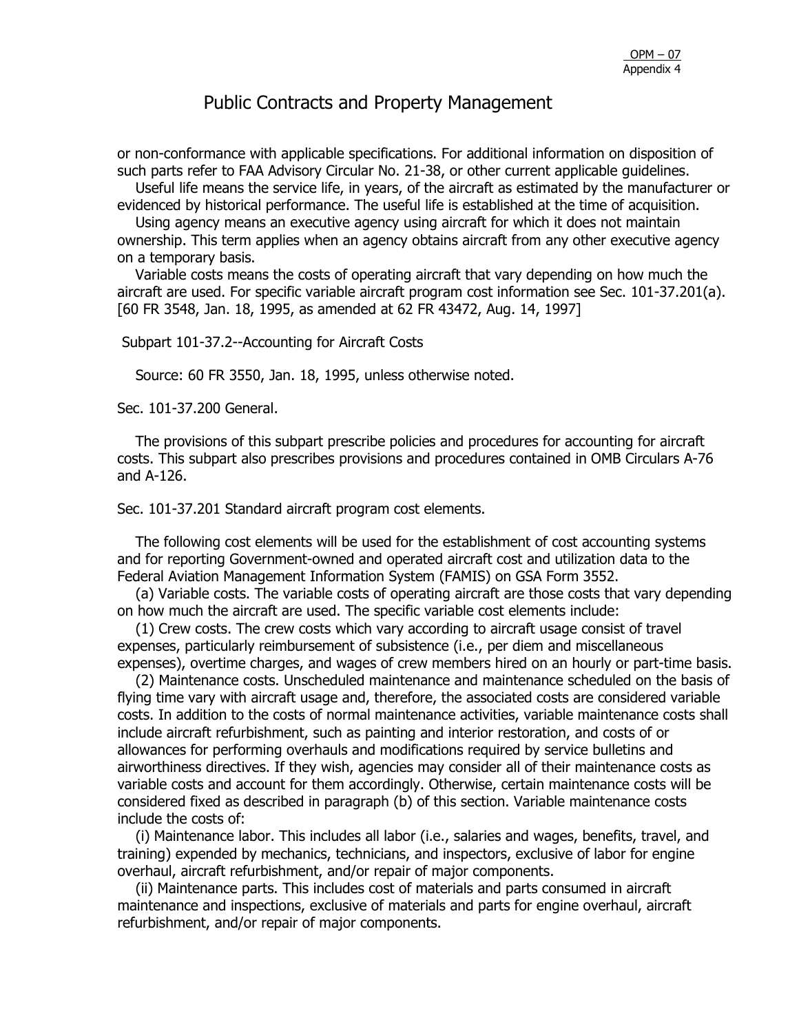or non-conformance with applicable specifications. For additional information on disposition of such parts refer to FAA Advisory Circular No. 21-38, or other current applicable guidelines.

Useful life means the service life, in years, of the aircraft as estimated by the manufacturer or evidenced by historical performance. The useful life is established at the time of acquisition.

Using agency means an executive agency using aircraft for which it does not maintain ownership. This term applies when an agency obtains aircraft from any other executive agency on a temporary basis.

Variable costs means the costs of operating aircraft that vary depending on how much the aircraft are used. For specific variable aircraft program cost information see Sec. 101-37.201(a). [60 FR 3548, Jan. 18, 1995, as amended at 62 FR 43472, Aug. 14, 1997]

## Subpart 101-37.2--Accounting for Aircraft Costs

Source: 60 FR 3550, Jan. 18, 1995, unless otherwise noted.

### Sec. 101-37.200 General.

The provisions of this subpart prescribe policies and procedures for accounting for aircraft costs. This subpart also prescribes provisions and procedures contained in OMB Circulars A-76 and A-126.

### Sec. 101-37.201 Standard aircraft program cost elements.

The following cost elements will be used for the establishment of cost accounting systems and for reporting Government-owned and operated aircraft cost and utilization data to the Federal Aviation Management Information System (FAMIS) on GSA Form 3552.

(a) Variable costs. The variable costs of operating aircraft are those costs that vary depending on how much the aircraft are used. The specific variable cost elements include:

(1) Crew costs. The crew costs which vary according to aircraft usage consist of travel expenses, particularly reimbursement of subsistence (i.e., per diem and miscellaneous expenses), overtime charges, and wages of crew members hired on an hourly or part-time basis.

(2) Maintenance costs. Unscheduled maintenance and maintenance scheduled on the basis of flying time vary with aircraft usage and, therefore, the associated costs are considered variable costs. In addition to the costs of normal maintenance activities, variable maintenance costs shall include aircraft refurbishment, such as painting and interior restoration, and costs of or allowances for performing overhauls and modifications required by service bulletins and airworthiness directives. If they wish, agencies may consider all of their maintenance costs as variable costs and account for them accordingly. Otherwise, certain maintenance costs will be considered fixed as described in paragraph (b) of this section. Variable maintenance costs include the costs of:

(i) Maintenance labor. This includes all labor (i.e., salaries and wages, benefits, travel, and training) expended by mechanics, technicians, and inspectors, exclusive of labor for engine overhaul, aircraft refurbishment, and/or repair of major components.

(ii) Maintenance parts. This includes cost of materials and parts consumed in aircraft maintenance and inspections, exclusive of materials and parts for engine overhaul, aircraft refurbishment, and/or repair of major components.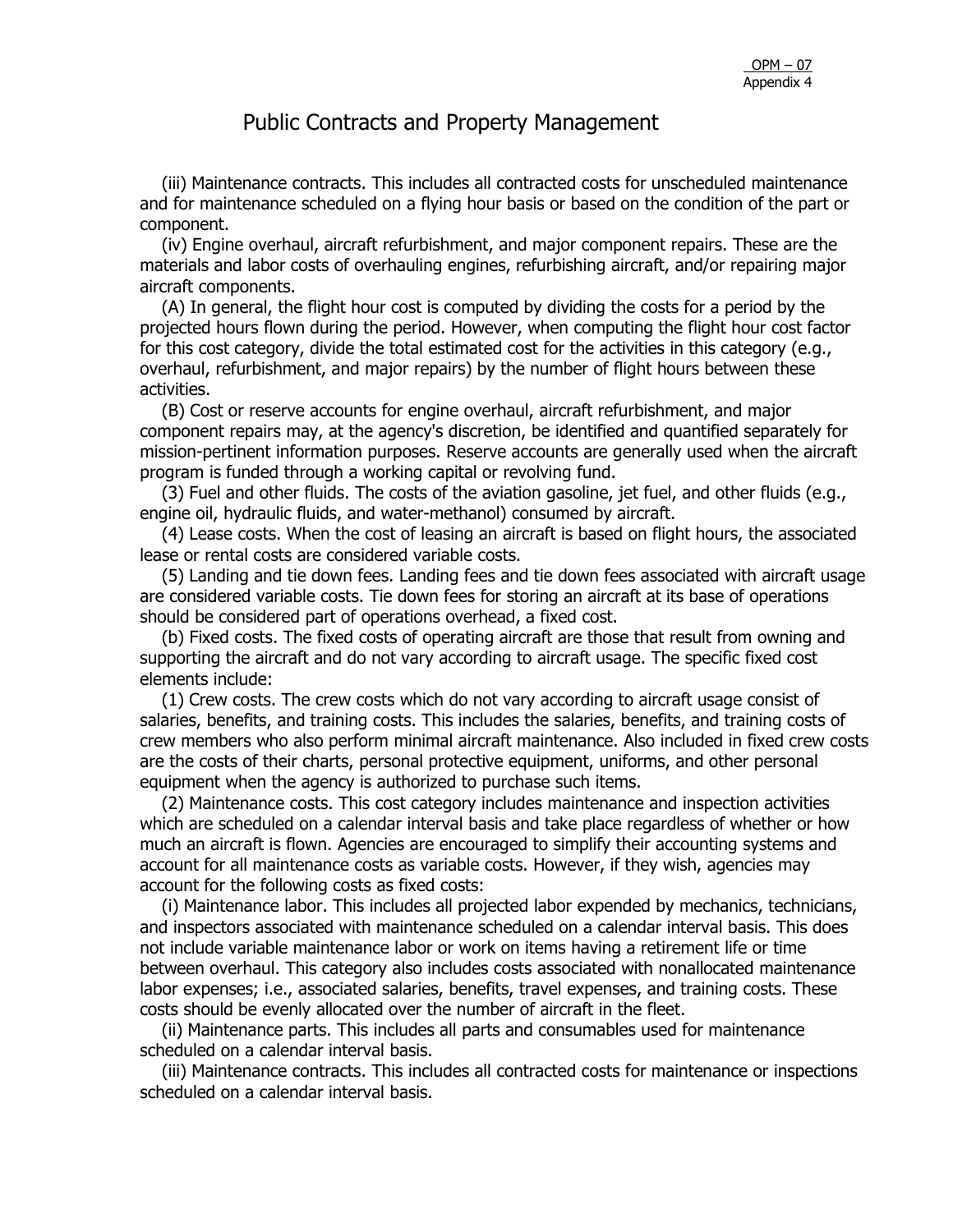(iii) Maintenance contracts. This includes all contracted costs for unscheduled maintenance and for maintenance scheduled on a flying hour basis or based on the condition of the part or component.

(iv) Engine overhaul, aircraft refurbishment, and major component repairs. These are the materials and labor costs of overhauling engines, refurbishing aircraft, and/or repairing major aircraft components.

(A) In general, the flight hour cost is computed by dividing the costs for a period by the projected hours flown during the period. However, when computing the flight hour cost factor for this cost category, divide the total estimated cost for the activities in this category (e.g., overhaul, refurbishment, and major repairs) by the number of flight hours between these activities.

(B) Cost or reserve accounts for engine overhaul, aircraft refurbishment, and major component repairs may, at the agency's discretion, be identified and quantified separately for mission-pertinent information purposes. Reserve accounts are generally used when the aircraft program is funded through a working capital or revolving fund.

(3) Fuel and other fluids. The costs of the aviation gasoline, jet fuel, and other fluids (e.g., engine oil, hydraulic fluids, and water-methanol) consumed by aircraft.

(4) Lease costs. When the cost of leasing an aircraft is based on flight hours, the associated lease or rental costs are considered variable costs.

(5) Landing and tie down fees. Landing fees and tie down fees associated with aircraft usage are considered variable costs. Tie down fees for storing an aircraft at its base of operations should be considered part of operations overhead, a fixed cost.

(b) Fixed costs. The fixed costs of operating aircraft are those that result from owning and supporting the aircraft and do not vary according to aircraft usage. The specific fixed cost elements include:

(1) Crew costs. The crew costs which do not vary according to aircraft usage consist of salaries, benefits, and training costs. This includes the salaries, benefits, and training costs of crew members who also perform minimal aircraft maintenance. Also included in fixed crew costs are the costs of their charts, personal protective equipment, uniforms, and other personal equipment when the agency is authorized to purchase such items.

(2) Maintenance costs. This cost category includes maintenance and inspection activities which are scheduled on a calendar interval basis and take place regardless of whether or how much an aircraft is flown. Agencies are encouraged to simplify their accounting systems and account for all maintenance costs as variable costs. However, if they wish, agencies may account for the following costs as fixed costs:

(i) Maintenance labor. This includes all projected labor expended by mechanics, technicians, and inspectors associated with maintenance scheduled on a calendar interval basis. This does not include variable maintenance labor or work on items having a retirement life or time between overhaul. This category also includes costs associated with nonallocated maintenance labor expenses; i.e., associated salaries, benefits, travel expenses, and training costs. These costs should be evenly allocated over the number of aircraft in the fleet.

(ii) Maintenance parts. This includes all parts and consumables used for maintenance scheduled on a calendar interval basis.

(iii) Maintenance contracts. This includes all contracted costs for maintenance or inspections scheduled on a calendar interval basis.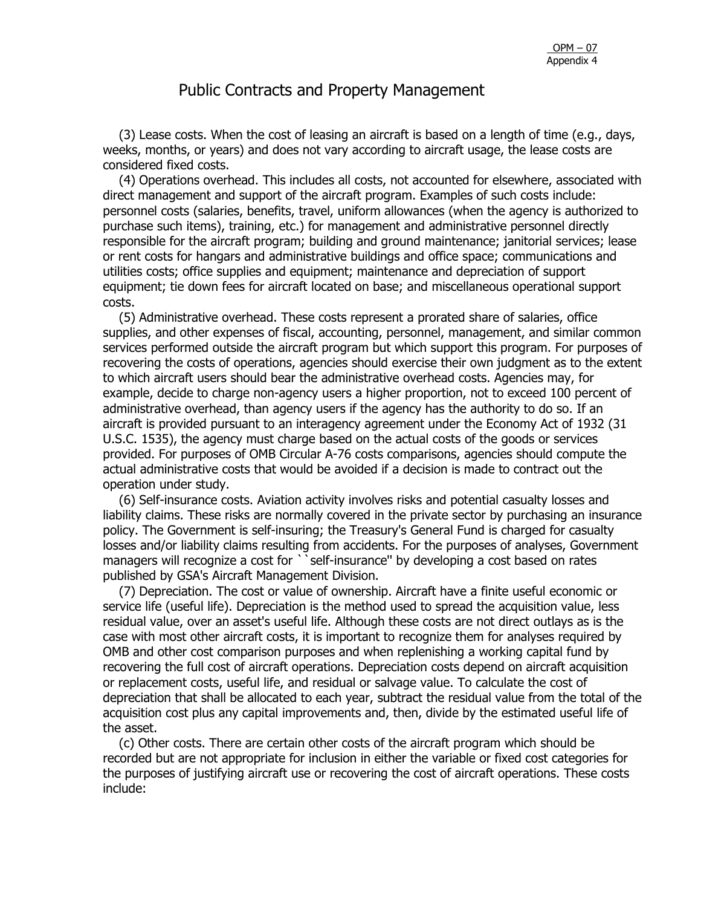# Public Contracts and Property Management

(3) Lease costs. When the cost of leasing an aircraft is based on a length of time (e.g., days, weeks, months, or years) and does not vary according to aircraft usage, the lease costs are considered fixed costs.

(4) Operations overhead. This includes all costs, not accounted for elsewhere, associated with direct management and support of the aircraft program. Examples of such costs include: personnel costs (salaries, benefits, travel, uniform allowances (when the agency is authorized to purchase such items), training, etc.) for management and administrative personnel directly responsible for the aircraft program; building and ground maintenance; janitorial services; lease or rent costs for hangars and administrative buildings and office space; communications and utilities costs; office supplies and equipment; maintenance and depreciation of support equipment; tie down fees for aircraft located on base; and miscellaneous operational support costs.

(5) Administrative overhead. These costs represent a prorated share of salaries, office supplies, and other expenses of fiscal, accounting, personnel, management, and similar common services performed outside the aircraft program but which support this program. For purposes of recovering the costs of operations, agencies should exercise their own judgment as to the extent to which aircraft users should bear the administrative overhead costs. Agencies may, for example, decide to charge non-agency users a higher proportion, not to exceed 100 percent of administrative overhead, than agency users if the agency has the authority to do so. If an aircraft is provided pursuant to an interagency agreement under the Economy Act of 1932 (31 U.S.C. 1535), the agency must charge based on the actual costs of the goods or services provided. For purposes of OMB Circular A-76 costs comparisons, agencies should compute the actual administrative costs that would be avoided if a decision is made to contract out the operation under study.

(6) Self-insurance costs. Aviation activity involves risks and potential casualty losses and liability claims. These risks are normally covered in the private sector by purchasing an insurance policy. The Government is self-insuring; the Treasury's General Fund is charged for casualty losses and/or liability claims resulting from accidents. For the purposes of analyses, Government managers will recognize a cost for ``self-insurance'' by developing a cost based on rates published by GSA's Aircraft Management Division.

(7) Depreciation. The cost or value of ownership. Aircraft have a finite useful economic or service life (useful life). Depreciation is the method used to spread the acquisition value, less residual value, over an asset's useful life. Although these costs are not direct outlays as is the case with most other aircraft costs, it is important to recognize them for analyses required by OMB and other cost comparison purposes and when replenishing a working capital fund by recovering the full cost of aircraft operations. Depreciation costs depend on aircraft acquisition or replacement costs, useful life, and residual or salvage value. To calculate the cost of depreciation that shall be allocated to each year, subtract the residual value from the total of the acquisition cost plus any capital improvements and, then, divide by the estimated useful life of the asset.

(c) Other costs. There are certain other costs of the aircraft program which should be recorded but are not appropriate for inclusion in either the variable or fixed cost categories for the purposes of justifying aircraft use or recovering the cost of aircraft operations. These costs include: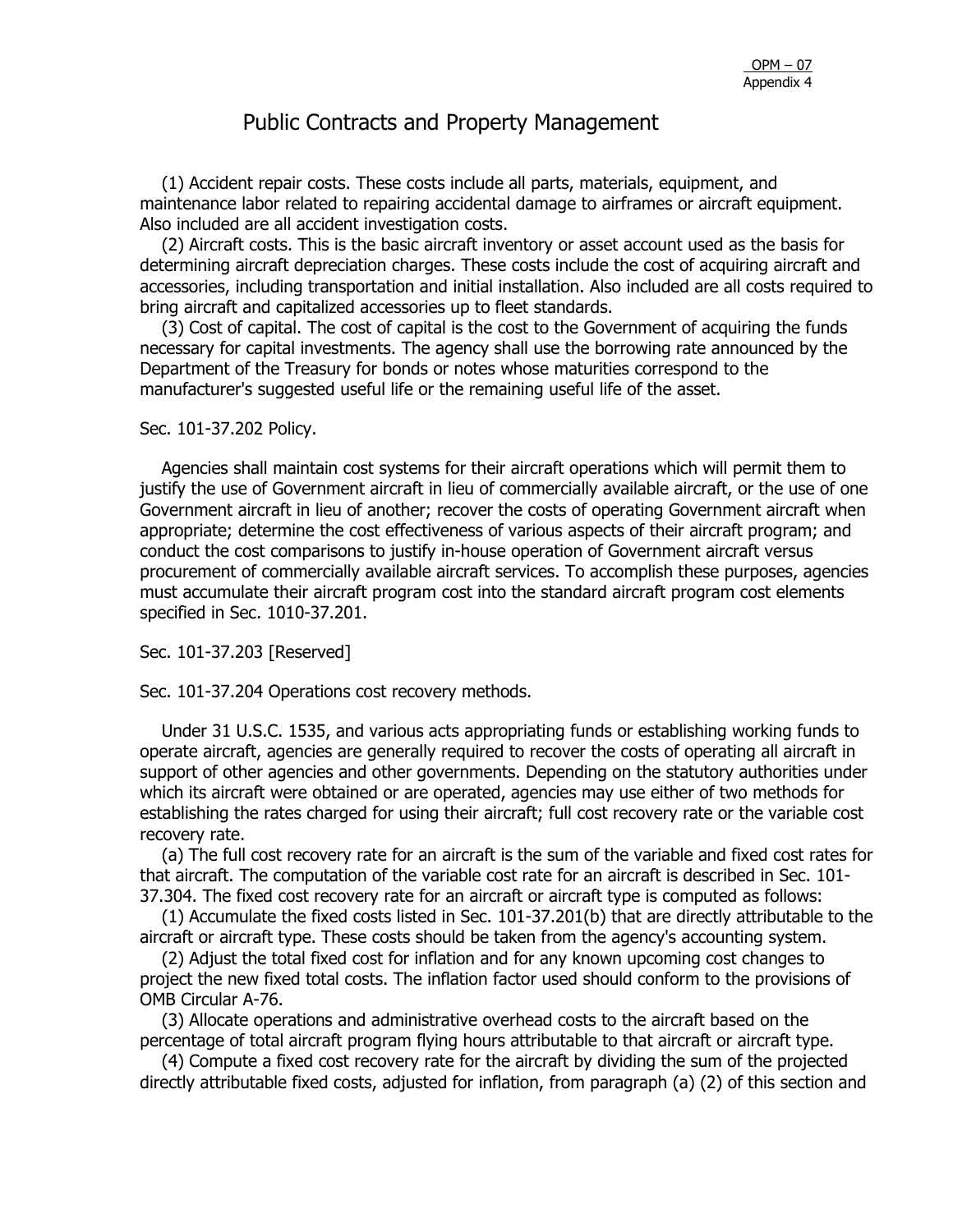# Public Contracts and Property Management

(1) Accident repair costs. These costs include all parts, materials, equipment, and maintenance labor related to repairing accidental damage to airframes or aircraft equipment. Also included are all accident investigation costs.

(2) Aircraft costs. This is the basic aircraft inventory or asset account used as the basis for determining aircraft depreciation charges. These costs include the cost of acquiring aircraft and accessories, including transportation and initial installation. Also included are all costs required to bring aircraft and capitalized accessories up to fleet standards.

(3) Cost of capital. The cost of capital is the cost to the Government of acquiring the funds necessary for capital investments. The agency shall use the borrowing rate announced by the Department of the Treasury for bonds or notes whose maturities correspond to the manufacturer's suggested useful life or the remaining useful life of the asset.

Sec. 101-37.202 Policy.

Agencies shall maintain cost systems for their aircraft operations which will permit them to justify the use of Government aircraft in lieu of commercially available aircraft, or the use of one Government aircraft in lieu of another; recover the costs of operating Government aircraft when appropriate; determine the cost effectiveness of various aspects of their aircraft program; and conduct the cost comparisons to justify in-house operation of Government aircraft versus procurement of commercially available aircraft services. To accomplish these purposes, agencies must accumulate their aircraft program cost into the standard aircraft program cost elements specified in Sec. 1010-37.201.

Sec. 101-37.203 [Reserved]

Sec. 101-37.204 Operations cost recovery methods.

Under 31 U.S.C. 1535, and various acts appropriating funds or establishing working funds to operate aircraft, agencies are generally required to recover the costs of operating all aircraft in support of other agencies and other governments. Depending on the statutory authorities under which its aircraft were obtained or are operated, agencies may use either of two methods for establishing the rates charged for using their aircraft; full cost recovery rate or the variable cost recovery rate.

(a) The full cost recovery rate for an aircraft is the sum of the variable and fixed cost rates for that aircraft. The computation of the variable cost rate for an aircraft is described in Sec. 101-37.304. The fixed cost recovery rate for an aircraft or aircraft type is computed as follows:

(1) Accumulate the fixed costs listed in Sec. 101-37.201(b) that are directly attributable to the aircraft or aircraft type. These costs should be taken from the agency's accounting system.

(2) Adjust the total fixed cost for inflation and for any known upcoming cost changes to project the new fixed total costs. The inflation factor used should conform to the provisions of OMB Circular A-76.

(3) Allocate operations and administrative overhead costs to the aircraft based on the percentage of total aircraft program flying hours attributable to that aircraft or aircraft type.

(4) Compute a fixed cost recovery rate for the aircraft by dividing the sum of the projected directly attributable fixed costs, adjusted for inflation, from paragraph (a) (2) of this section and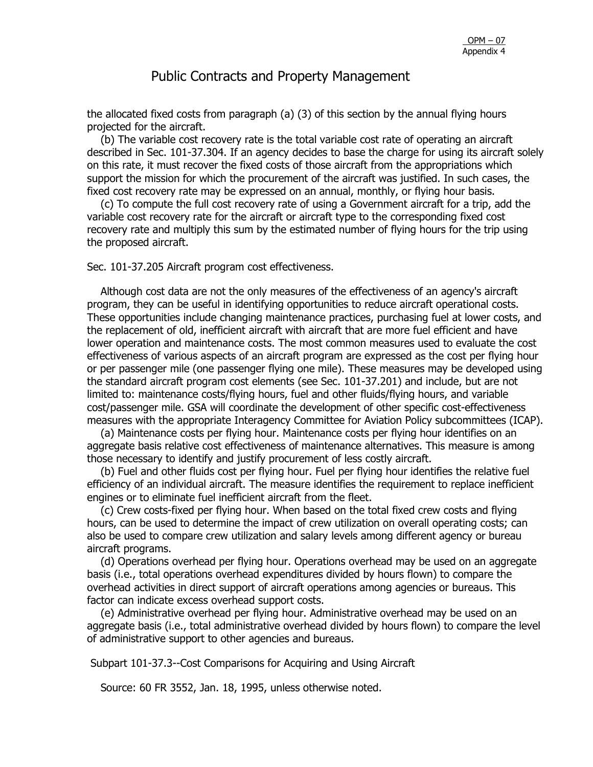the allocated fixed costs from paragraph (a) (3) of this section by the annual flying hours projected for the aircraft.

(b) The variable cost recovery rate is the total variable cost rate of operating an aircraft described in Sec. 101-37.304. If an agency decides to base the charge for using its aircraft solely on this rate, it must recover the fixed costs of those aircraft from the appropriations which support the mission for which the procurement of the aircraft was justified. In such cases, the fixed cost recovery rate may be expressed on an annual, monthly, or flying hour basis.

(c) To compute the full cost recovery rate of using a Government aircraft for a trip, add the variable cost recovery rate for the aircraft or aircraft type to the corresponding fixed cost recovery rate and multiply this sum by the estimated number of flying hours for the trip using the proposed aircraft.

Sec. 101-37.205 Aircraft program cost effectiveness.

Although cost data are not the only measures of the effectiveness of an agency's aircraft program, they can be useful in identifying opportunities to reduce aircraft operational costs. These opportunities include changing maintenance practices, purchasing fuel at lower costs, and the replacement of old, inefficient aircraft with aircraft that are more fuel efficient and have lower operation and maintenance costs. The most common measures used to evaluate the cost effectiveness of various aspects of an aircraft program are expressed as the cost per flying hour or per passenger mile (one passenger flying one mile). These measures may be developed using the standard aircraft program cost elements (see Sec. 101-37.201) and include, but are not limited to: maintenance costs/flying hours, fuel and other fluids/flying hours, and variable cost/passenger mile. GSA will coordinate the development of other specific cost-effectiveness measures with the appropriate Interagency Committee for Aviation Policy subcommittees (ICAP).

(a) Maintenance costs per flying hour. Maintenance costs per flying hour identifies on an aggregate basis relative cost effectiveness of maintenance alternatives. This measure is among those necessary to identify and justify procurement of less costly aircraft.

(b) Fuel and other fluids cost per flying hour. Fuel per flying hour identifies the relative fuel efficiency of an individual aircraft. The measure identifies the requirement to replace inefficient engines or to eliminate fuel inefficient aircraft from the fleet.

(c) Crew costs-fixed per flying hour. When based on the total fixed crew costs and flying hours, can be used to determine the impact of crew utilization on overall operating costs; can also be used to compare crew utilization and salary levels among different agency or bureau aircraft programs.

(d) Operations overhead per flying hour. Operations overhead may be used on an aggregate basis (i.e., total operations overhead expenditures divided by hours flown) to compare the overhead activities in direct support of aircraft operations among agencies or bureaus. This factor can indicate excess overhead support costs.

(e) Administrative overhead per flying hour. Administrative overhead may be used on an aggregate basis (i.e., total administrative overhead divided by hours flown) to compare the level of administrative support to other agencies and bureaus.

Subpart 101-37.3--Cost Comparisons for Acquiring and Using Aircraft

Source: 60 FR 3552, Jan. 18, 1995, unless otherwise noted.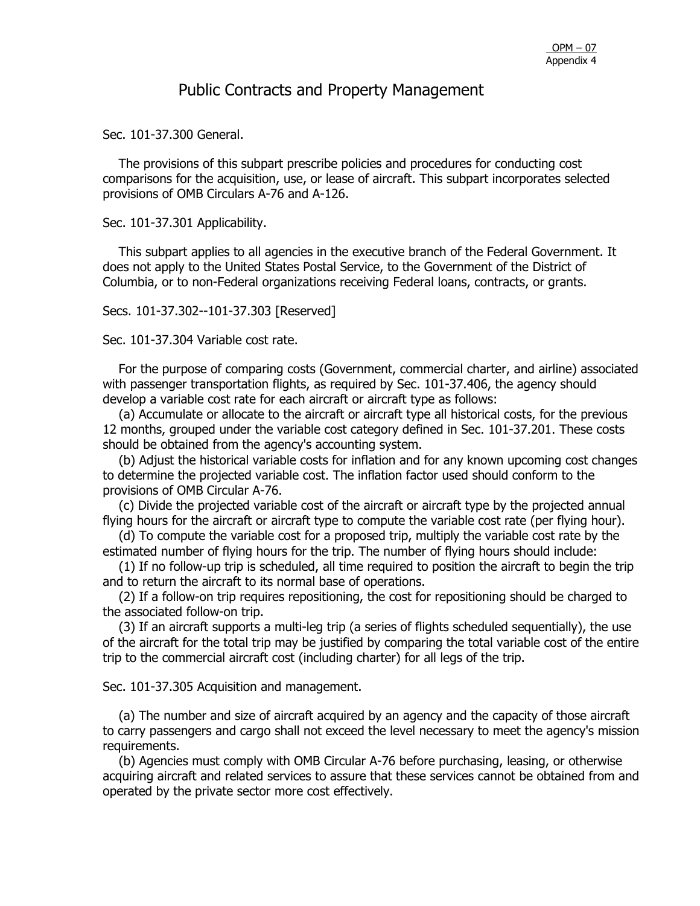# Public Contracts and Property Management

Sec. 101-37.300 General.

The provisions of this subpart prescribe policies and procedures for conducting cost comparisons for the acquisition, use, or lease of aircraft. This subpart incorporates selected provisions of OMB Circulars A-76 and A-126.

Sec. 101-37.301 Applicability.

This subpart applies to all agencies in the executive branch of the Federal Government. It does not apply to the United States Postal Service, to the Government of the District of Columbia, or to non-Federal organizations receiving Federal loans, contracts, or grants.

Secs. 101-37.302--101-37.303 [Reserved]

Sec. 101-37.304 Variable cost rate.

For the purpose of comparing costs (Government, commercial charter, and airline) associated with passenger transportation flights, as required by Sec. 101-37.406, the agency should develop a variable cost rate for each aircraft or aircraft type as follows:

(a) Accumulate or allocate to the aircraft or aircraft type all historical costs, for the previous 12 months, grouped under the variable cost category defined in Sec. 101-37.201. These costs should be obtained from the agency's accounting system.

(b) Adjust the historical variable costs for inflation and for any known upcoming cost changes to determine the projected variable cost. The inflation factor used should conform to the provisions of OMB Circular A-76.

(c) Divide the projected variable cost of the aircraft or aircraft type by the projected annual flying hours for the aircraft or aircraft type to compute the variable cost rate (per flying hour).

(d) To compute the variable cost for a proposed trip, multiply the variable cost rate by the estimated number of flying hours for the trip. The number of flying hours should include:

(1) If no follow-up trip is scheduled, all time required to position the aircraft to begin the trip and to return the aircraft to its normal base of operations.

(2) If a follow-on trip requires repositioning, the cost for repositioning should be charged to the associated follow-on trip.

(3) If an aircraft supports a multi-leg trip (a series of flights scheduled sequentially), the use of the aircraft for the total trip may be justified by comparing the total variable cost of the entire trip to the commercial aircraft cost (including charter) for all legs of the trip.

Sec. 101-37.305 Acquisition and management.

(a) The number and size of aircraft acquired by an agency and the capacity of those aircraft to carry passengers and cargo shall not exceed the level necessary to meet the agency's mission requirements.

(b) Agencies must comply with OMB Circular A-76 before purchasing, leasing, or otherwise acquiring aircraft and related services to assure that these services cannot be obtained from and operated by the private sector more cost effectively.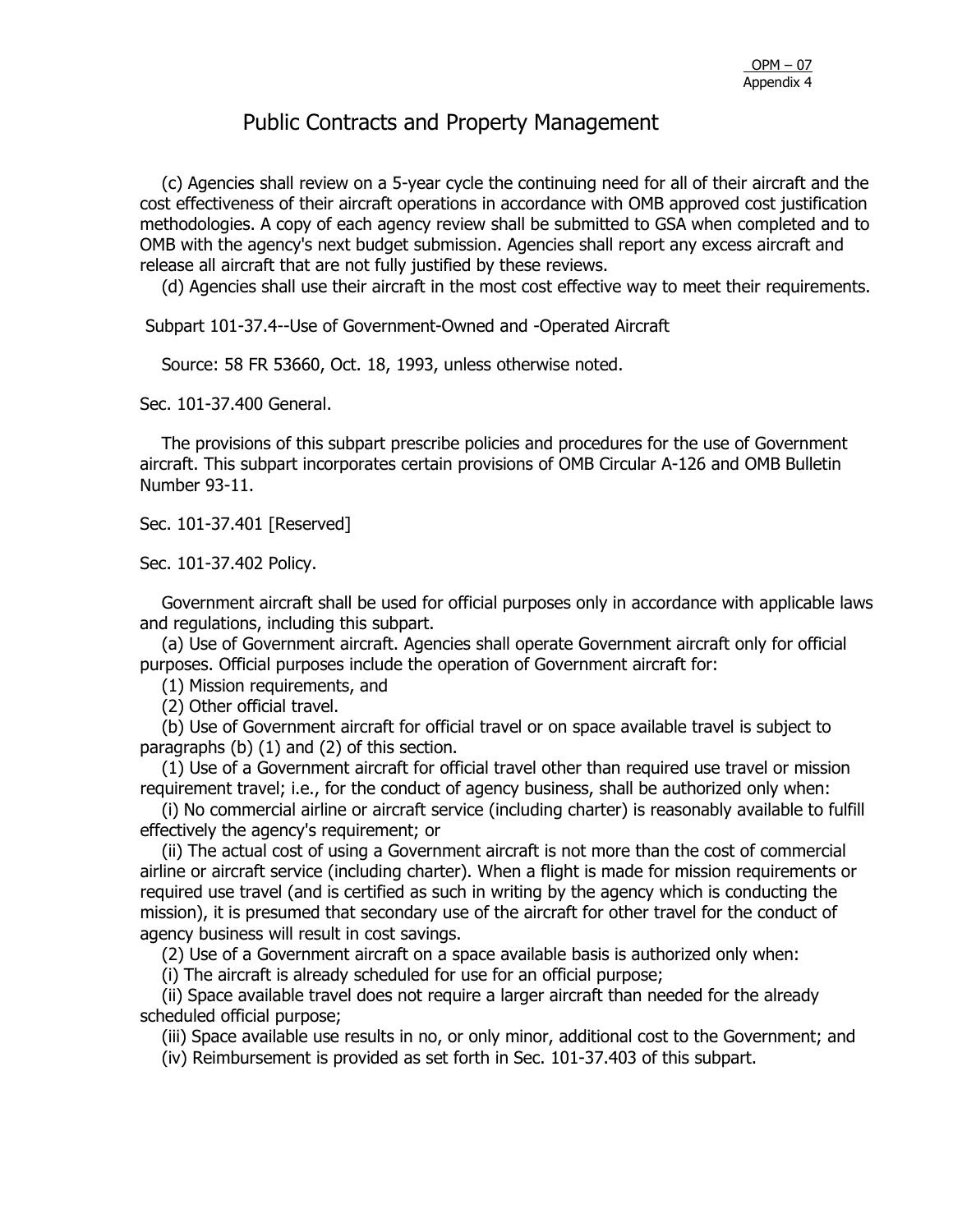# Public Contracts and Property Management

(c) Agencies shall review on a 5-year cycle the continuing need for all of their aircraft and the cost effectiveness of their aircraft operations in accordance with OMB approved cost justification methodologies. A copy of each agency review shall be submitted to GSA when completed and to OMB with the agency's next budget submission. Agencies shall report any excess aircraft and release all aircraft that are not fully justified by these reviews.

(d) Agencies shall use their aircraft in the most cost effective way to meet their requirements.

## Subpart 101-37.4--Use of Government-Owned and -Operated Aircraft

Source: 58 FR 53660, Oct. 18, 1993, unless otherwise noted.

### Sec. 101-37.400 General.

The provisions of this subpart prescribe policies and procedures for the use of Government aircraft. This subpart incorporates certain provisions of OMB Circular A-126 and OMB Bulletin Number 93-11.

### Sec. 101-37.401 [Reserved]

### Sec. 101-37.402 Policy.

Government aircraft shall be used for official purposes only in accordance with applicable laws and regulations, including this subpart.

(a) Use of Government aircraft. Agencies shall operate Government aircraft only for official purposes. Official purposes include the operation of Government aircraft for:

(1) Mission requirements, and

(2) Other official travel.

(b) Use of Government aircraft for official travel or on space available travel is subject to paragraphs (b) (1) and (2) of this section.

(1) Use of a Government aircraft for official travel other than required use travel or mission requirement travel; i.e., for the conduct of agency business, shall be authorized only when:

(i) No commercial airline or aircraft service (including charter) is reasonably available to fulfill effectively the agency's requirement; or

(ii) The actual cost of using a Government aircraft is not more than the cost of commercial airline or aircraft service (including charter). When a flight is made for mission requirements or required use travel (and is certified as such in writing by the agency which is conducting the mission), it is presumed that secondary use of the aircraft for other travel for the conduct of agency business will result in cost savings.

(2) Use of a Government aircraft on a space available basis is authorized only when:

(i) The aircraft is already scheduled for use for an official purpose;

(ii) Space available travel does not require a larger aircraft than needed for the already scheduled official purpose;

(iii) Space available use results in no, or only minor, additional cost to the Government; and

(iv) Reimbursement is provided as set forth in Sec. 101-37.403 of this subpart.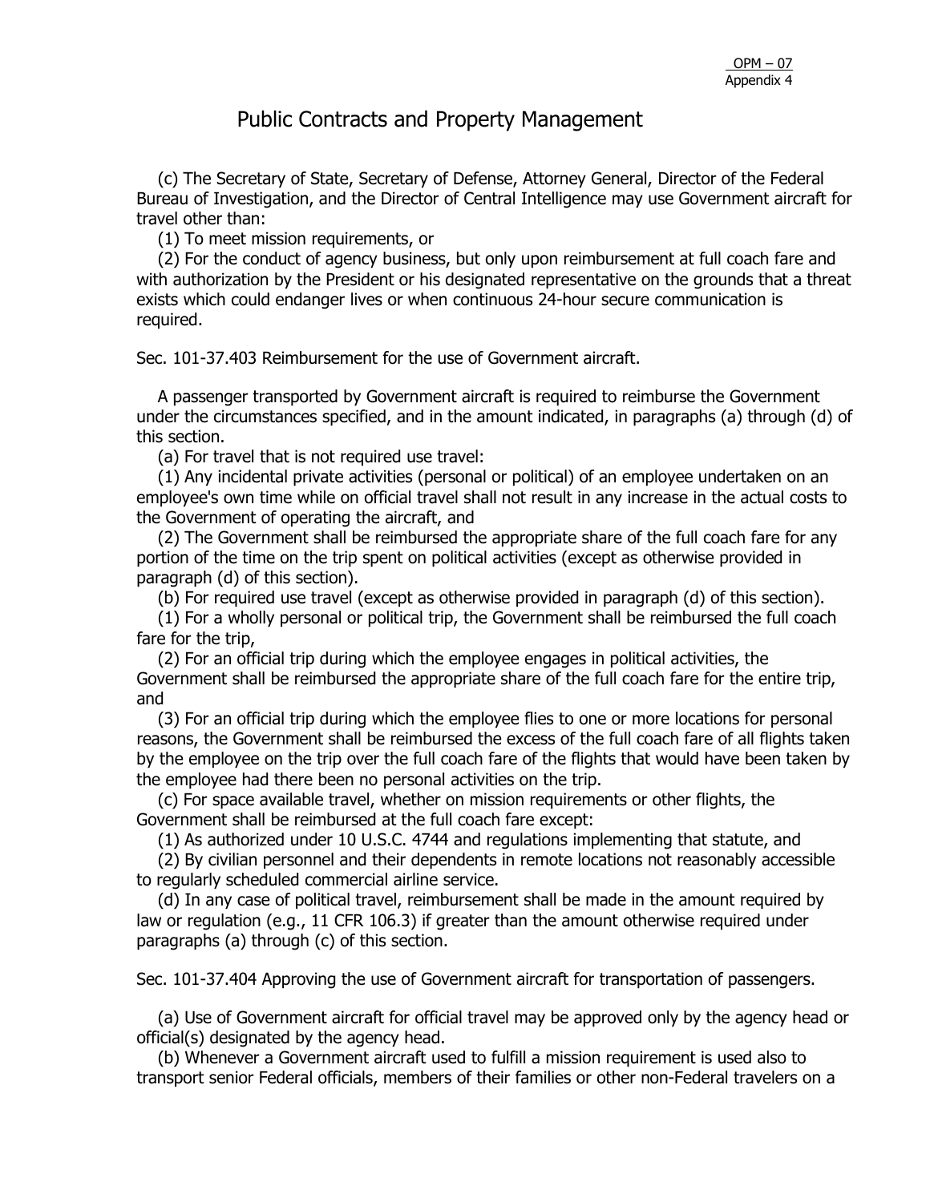# Public Contracts and Property Management

(c) The Secretary of State, Secretary of Defense, Attorney General, Director of the Federal Bureau of Investigation, and the Director of Central Intelligence may use Government aircraft for travel other than:

(1) To meet mission requirements, or

(2) For the conduct of agency business, but only upon reimbursement at full coach fare and with authorization by the President or his designated representative on the grounds that a threat exists which could endanger lives or when continuous 24-hour secure communication is required.

Sec. 101-37.403 Reimbursement for the use of Government aircraft.

A passenger transported by Government aircraft is required to reimburse the Government under the circumstances specified, and in the amount indicated, in paragraphs (a) through (d) of this section.

(a) For travel that is not required use travel:

(1) Any incidental private activities (personal or political) of an employee undertaken on an employee's own time while on official travel shall not result in any increase in the actual costs to the Government of operating the aircraft, and

(2) The Government shall be reimbursed the appropriate share of the full coach fare for any portion of the time on the trip spent on political activities (except as otherwise provided in paragraph (d) of this section).

(b) For required use travel (except as otherwise provided in paragraph (d) of this section).

(1) For a wholly personal or political trip, the Government shall be reimbursed the full coach fare for the trip,

(2) For an official trip during which the employee engages in political activities, the Government shall be reimbursed the appropriate share of the full coach fare for the entire trip, and

(3) For an official trip during which the employee flies to one or more locations for personal reasons, the Government shall be reimbursed the excess of the full coach fare of all flights taken by the employee on the trip over the full coach fare of the flights that would have been taken by the employee had there been no personal activities on the trip.

(c) For space available travel, whether on mission requirements or other flights, the Government shall be reimbursed at the full coach fare except:

(1) As authorized under 10 U.S.C. 4744 and regulations implementing that statute, and

(2) By civilian personnel and their dependents in remote locations not reasonably accessible to regularly scheduled commercial airline service.

(d) In any case of political travel, reimbursement shall be made in the amount required by law or regulation (e.g., 11 CFR 106.3) if greater than the amount otherwise required under paragraphs (a) through (c) of this section.

Sec. 101-37.404 Approving the use of Government aircraft for transportation of passengers.

(a) Use of Government aircraft for official travel may be approved only by the agency head or official(s) designated by the agency head.

(b) Whenever a Government aircraft used to fulfill a mission requirement is used also to transport senior Federal officials, members of their families or other non-Federal travelers on a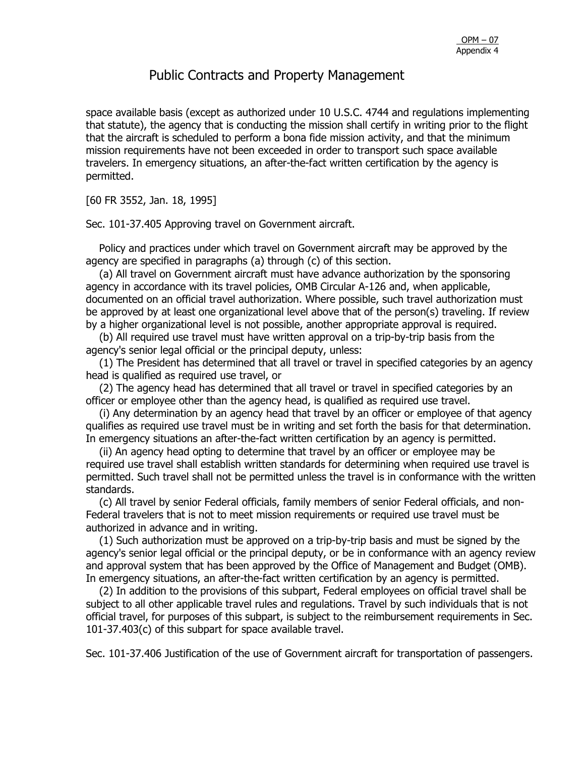space available basis (except as authorized under 10 U.S.C. 4744 and regulations implementing that statute), the agency that is conducting the mission shall certify in writing prior to the flight that the aircraft is scheduled to perform a bona fide mission activity, and that the minimum mission requirements have not been exceeded in order to transport such space available travelers. In emergency situations, an after-the-fact written certification by the agency is permitted.

[60 FR 3552, Jan. 18, 1995]

Sec. 101-37.405 Approving travel on Government aircraft.

Policy and practices under which travel on Government aircraft may be approved by the agency are specified in paragraphs (a) through (c) of this section.

(a) All travel on Government aircraft must have advance authorization by the sponsoring agency in accordance with its travel policies, OMB Circular A-126 and, when applicable, documented on an official travel authorization. Where possible, such travel authorization must be approved by at least one organizational level above that of the person(s) traveling. If review by a higher organizational level is not possible, another appropriate approval is required.

(b) All required use travel must have written approval on a trip-by-trip basis from the agency's senior legal official or the principal deputy, unless:

(1) The President has determined that all travel or travel in specified categories by an agency head is qualified as required use travel, or

(2) The agency head has determined that all travel or travel in specified categories by an officer or employee other than the agency head, is qualified as required use travel.

(i) Any determination by an agency head that travel by an officer or employee of that agency qualifies as required use travel must be in writing and set forth the basis for that determination. In emergency situations an after-the-fact written certification by an agency is permitted.

(ii) An agency head opting to determine that travel by an officer or employee may be required use travel shall establish written standards for determining when required use travel is permitted. Such travel shall not be permitted unless the travel is in conformance with the written standards.

(c) All travel by senior Federal officials, family members of senior Federal officials, and non-Federal travelers that is not to meet mission requirements or required use travel must be authorized in advance and in writing.

(1) Such authorization must be approved on a trip-by-trip basis and must be signed by the agency's senior legal official or the principal deputy, or be in conformance with an agency review and approval system that has been approved by the Office of Management and Budget (OMB). In emergency situations, an after-the-fact written certification by an agency is permitted.

(2) In addition to the provisions of this subpart, Federal employees on official travel shall be subject to all other applicable travel rules and regulations. Travel by such individuals that is not official travel, for purposes of this subpart, is subject to the reimbursement requirements in Sec. 101-37.403(c) of this subpart for space available travel.

Sec. 101-37.406 Justification of the use of Government aircraft for transportation of passengers.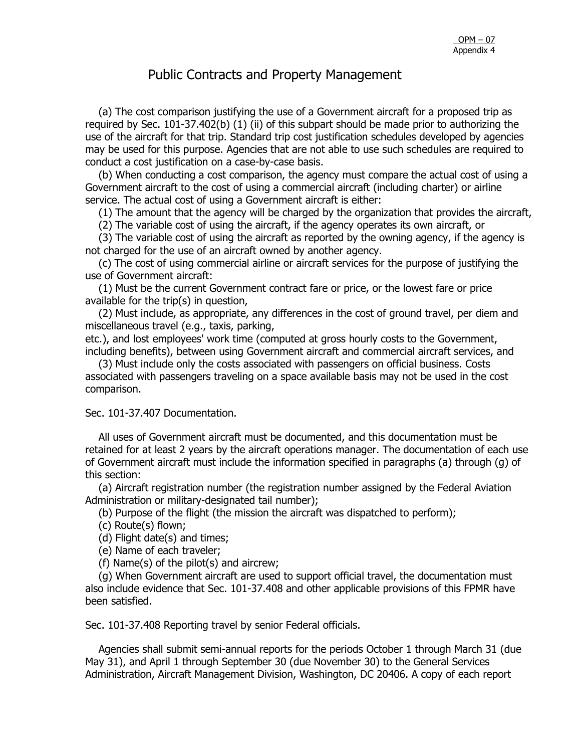# Public Contracts and Property Management

(a) The cost comparison justifying the use of a Government aircraft for a proposed trip as required by Sec. 101-37.402(b) (1) (ii) of this subpart should be made prior to authorizing the use of the aircraft for that trip. Standard trip cost justification schedules developed by agencies may be used for this purpose. Agencies that are not able to use such schedules are required to conduct a cost justification on a case-by-case basis.

(b) When conducting a cost comparison, the agency must compare the actual cost of using a Government aircraft to the cost of using a commercial aircraft (including charter) or airline service. The actual cost of using a Government aircraft is either:

(1) The amount that the agency will be charged by the organization that provides the aircraft,

(2) The variable cost of using the aircraft, if the agency operates its own aircraft, or

(3) The variable cost of using the aircraft as reported by the owning agency, if the agency is not charged for the use of an aircraft owned by another agency.

(c) The cost of using commercial airline or aircraft services for the purpose of justifying the use of Government aircraft:

(1) Must be the current Government contract fare or price, or the lowest fare or price available for the trip(s) in question,

(2) Must include, as appropriate, any differences in the cost of ground travel, per diem and miscellaneous travel (e.g., taxis, parking, etc.), and lost employees' work time (computed at gross hourly costs to the Government, including benefits), between using Government aircraft and commercial aircraft services, and

(3) Must include only the costs associated with passengers on official business. Costs associated with passengers traveling on a space available basis may not be used in the cost comparison.

Sec. 101-37.407 Documentation.

All uses of Government aircraft must be documented, and this documentation must be retained for at least 2 years by the aircraft operations manager. The documentation of each use of Government aircraft must include the information specified in paragraphs (a) through (g) of this section:

(a) Aircraft registration number (the registration number assigned by the Federal Aviation Administration or military-designated tail number);

(b) Purpose of the flight (the mission the aircraft was dispatched to perform);

(c) Route(s) flown;

(d) Flight date(s) and times;

(e) Name of each traveler;

(f) Name(s) of the pilot(s) and aircrew;

(g) When Government aircraft are used to support official travel, the documentation must also include evidence that Sec. 101-37.408 and other applicable provisions of this FPMR have been satisfied.

Sec. 101-37.408 Reporting travel by senior Federal officials.

Agencies shall submit semi-annual reports for the periods October 1 through March 31 (due May 31), and April 1 through September 30 (due November 30) to the General Services Administration, Aircraft Management Division, Washington, DC 20406. A copy of each report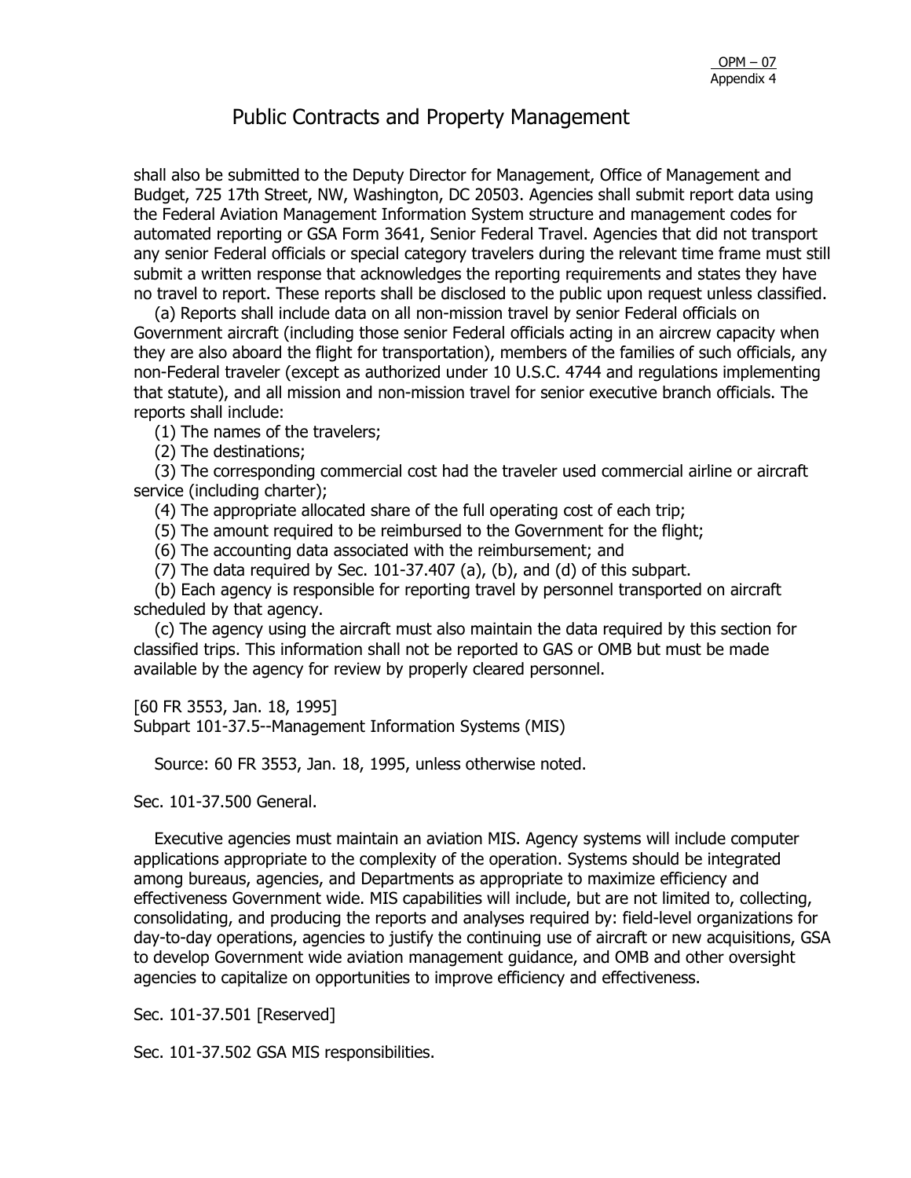shall also be submitted to the Deputy Director for Management, Office of Management and Budget, 725 17th Street, NW, Washington, DC 20503. Agencies shall submit report data using the Federal Aviation Management Information System structure and management codes for automated reporting or GSA Form 3641, Senior Federal Travel. Agencies that did not transport any senior Federal officials or special category travelers during the relevant time frame must still submit a written response that acknowledges the reporting requirements and states they have no travel to report. These reports shall be disclosed to the public upon request unless classified.

(a) Reports shall include data on all non-mission travel by senior Federal officials on Government aircraft (including those senior Federal officials acting in an aircrew capacity when they are also aboard the flight for transportation), members of the families of such officials, any non-Federal traveler (except as authorized under 10 U.S.C. 4744 and regulations implementing that statute), and all mission and non-mission travel for senior executive branch officials. The reports shall include:

(1) The names of the travelers;

(2) The destinations;

(3) The corresponding commercial cost had the traveler used commercial airline or aircraft service (including charter);

(4) The appropriate allocated share of the full operating cost of each trip;

(5) The amount required to be reimbursed to the Government for the flight;

(6) The accounting data associated with the reimbursement; and

(7) The data required by Sec. 101-37.407 (a), (b), and (d) of this subpart.

(b) Each agency is responsible for reporting travel by personnel transported on aircraft scheduled by that agency.

(c) The agency using the aircraft must also maintain the data required by this section for classified trips. This information shall not be reported to GAS or OMB but must be made available by the agency for review by properly cleared personnel.

[60 FR 3553, Jan. 18, 1995]

Subpart 101-37.5--Management Information Systems (MIS)

Source: 60 FR 3553, Jan. 18, 1995, unless otherwise noted.

Sec. 101-37.500 General.

Executive agencies must maintain an aviation MIS. Agency systems will include computer applications appropriate to the complexity of the operation. Systems should be integrated among bureaus, agencies, and Departments as appropriate to maximize efficiency and effectiveness Government wide. MIS capabilities will include, but are not limited to, collecting, consolidating, and producing the reports and analyses required by: field-level organizations for day-to-day operations, agencies to justify the continuing use of aircraft or new acquisitions, GSA to develop Government wide aviation management guidance, and OMB and other oversight agencies to capitalize on opportunities to improve efficiency and effectiveness.

Sec. 101-37.501 [Reserved]

Sec. 101-37.502 GSA MIS responsibilities.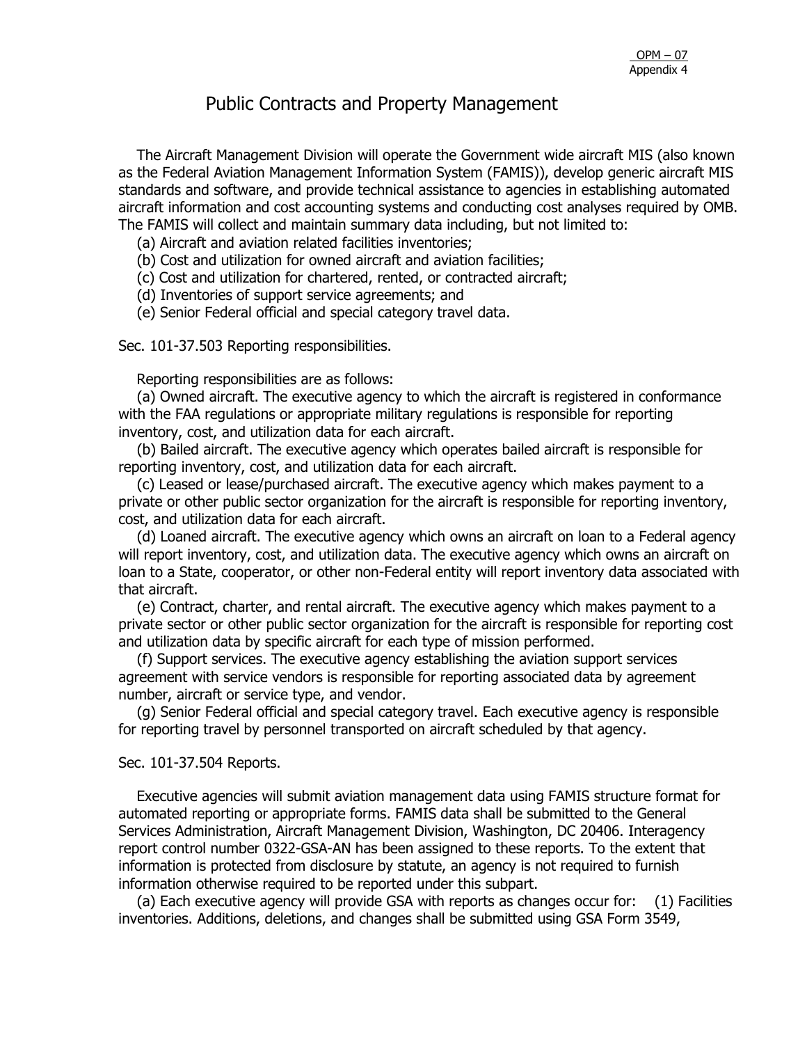# Public Contracts and Property Management

The Aircraft Management Division will operate the Government wide aircraft MIS (also known as the Federal Aviation Management Information System (FAMIS)), develop generic aircraft MIS standards and software, and provide technical assistance to agencies in establishing automated aircraft information and cost accounting systems and conducting cost analyses required by OMB. The FAMIS will collect and maintain summary data including, but not limited to:

(a) Aircraft and aviation related facilities inventories;
(b) Cost and utilization for owned aircraft and aviation facilities;
(c) Cost and utilization for chartered, rented, or contracted aircraft;
(d) Inventories of support service agreements; and
(e) Senior Federal official and special category travel data.

Sec. 101-37.503 Reporting responsibilities.

Reporting responsibilities are as follows:

(a) Owned aircraft. The executive agency to which the aircraft is registered in conformance with the FAA regulations or appropriate military regulations is responsible for reporting inventory, cost, and utilization data for each aircraft.

(b) Bailed aircraft. The executive agency which operates bailed aircraft is responsible for reporting inventory, cost, and utilization data for each aircraft.

(c) Leased or lease/purchased aircraft. The executive agency which makes payment to a private or other public sector organization for the aircraft is responsible for reporting inventory, cost, and utilization data for each aircraft.

(d) Loaned aircraft. The executive agency which owns an aircraft on loan to a Federal agency will report inventory, cost, and utilization data. The executive agency which owns an aircraft on loan to a State, cooperator, or other non-Federal entity will report inventory data associated with that aircraft.

(e) Contract, charter, and rental aircraft. The executive agency which makes payment to a private sector or other public sector organization for the aircraft is responsible for reporting cost and utilization data by specific aircraft for each type of mission performed.

(f) Support services. The executive agency establishing the aviation support services agreement with service vendors is responsible for reporting associated data by agreement number, aircraft or service type, and vendor.

(g) Senior Federal official and special category travel. Each executive agency is responsible for reporting travel by personnel transported on aircraft scheduled by that agency.

Sec. 101-37.504 Reports.

Executive agencies will submit aviation management data using FAMIS structure format for automated reporting or appropriate forms. FAMIS data shall be submitted to the General Services Administration, Aircraft Management Division, Washington, DC 20406. Interagency report control number 0322-GSA-AN has been assigned to these reports. To the extent that information is protected from disclosure by statute, an agency is not required to furnish information otherwise required to be reported under this subpart.

(a) Each executive agency will provide GSA with reports as changes occur for: (1) Facilities inventories. Additions, deletions, and changes shall be submitted using GSA Form 3549,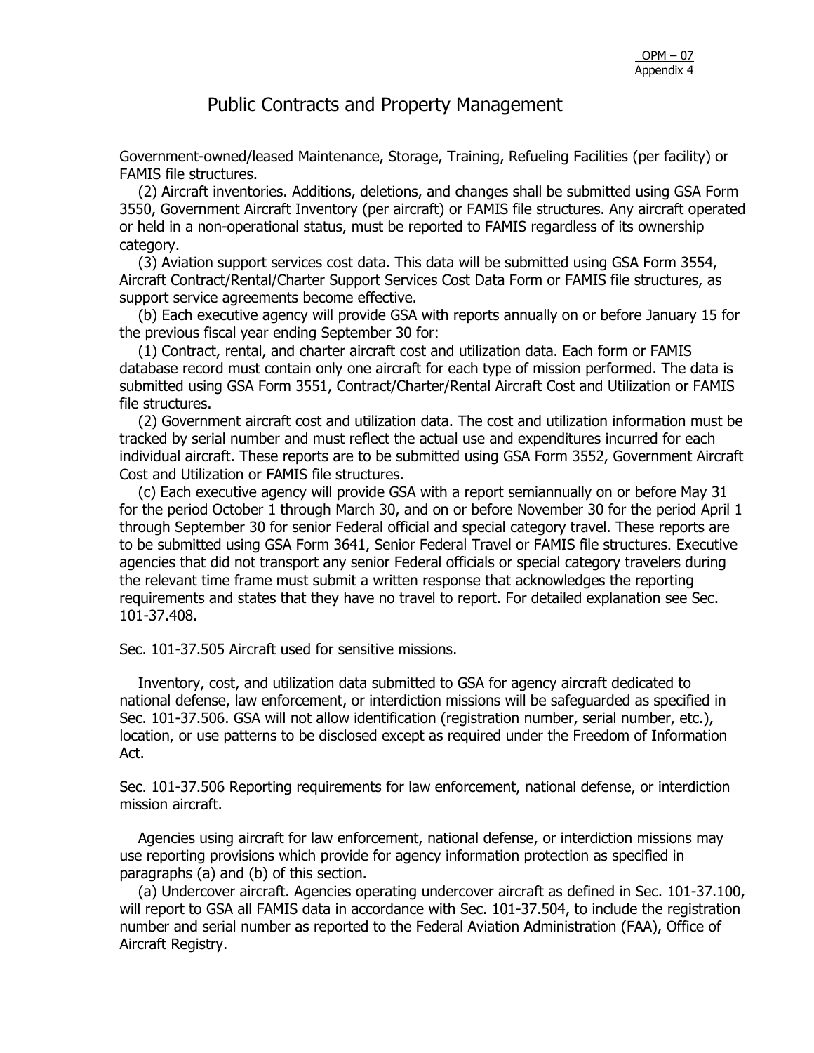Government-owned/leased Maintenance, Storage, Training, Refueling Facilities (per facility) or FAMIS file structures.

(2) Aircraft inventories. Additions, deletions, and changes shall be submitted using GSA Form 3550, Government Aircraft Inventory (per aircraft) or FAMIS file structures. Any aircraft operated or held in a non-operational status, must be reported to FAMIS regardless of its ownership category.

(3) Aviation support services cost data. This data will be submitted using GSA Form 3554, Aircraft Contract/Rental/Charter Support Services Cost Data Form or FAMIS file structures, as support service agreements become effective.

(b) Each executive agency will provide GSA with reports annually on or before January 15 for the previous fiscal year ending September 30 for:

(1) Contract, rental, and charter aircraft cost and utilization data. Each form or FAMIS database record must contain only one aircraft for each type of mission performed. The data is submitted using GSA Form 3551, Contract/Charter/Rental Aircraft Cost and Utilization or FAMIS file structures.

(2) Government aircraft cost and utilization data. The cost and utilization information must be tracked by serial number and must reflect the actual use and expenditures incurred for each individual aircraft. These reports are to be submitted using GSA Form 3552, Government Aircraft Cost and Utilization or FAMIS file structures.

(c) Each executive agency will provide GSA with a report semiannually on or before May 31 for the period October 1 through March 30, and on or before November 30 for the period April 1 through September 30 for senior Federal official and special category travel. These reports are to be submitted using GSA Form 3641, Senior Federal Travel or FAMIS file structures. Executive agencies that did not transport any senior Federal officials or special category travelers during the relevant time frame must submit a written response that acknowledges the reporting requirements and states that they have no travel to report. For detailed explanation see Sec. 101-37.408.

Sec. 101-37.505 Aircraft used for sensitive missions.

Inventory, cost, and utilization data submitted to GSA for agency aircraft dedicated to national defense, law enforcement, or interdiction missions will be safeguarded as specified in Sec. 101-37.506. GSA will not allow identification (registration number, serial number, etc.), location, or use patterns to be disclosed except as required under the Freedom of Information Act.

Sec. 101-37.506 Reporting requirements for law enforcement, national defense, or interdiction mission aircraft.

Agencies using aircraft for law enforcement, national defense, or interdiction missions may use reporting provisions which provide for agency information protection as specified in paragraphs (a) and (b) of this section.

(a) Undercover aircraft. Agencies operating undercover aircraft as defined in Sec. 101-37.100, will report to GSA all FAMIS data in accordance with Sec. 101-37.504, to include the registration number and serial number as reported to the Federal Aviation Administration (FAA), Office of Aircraft Registry.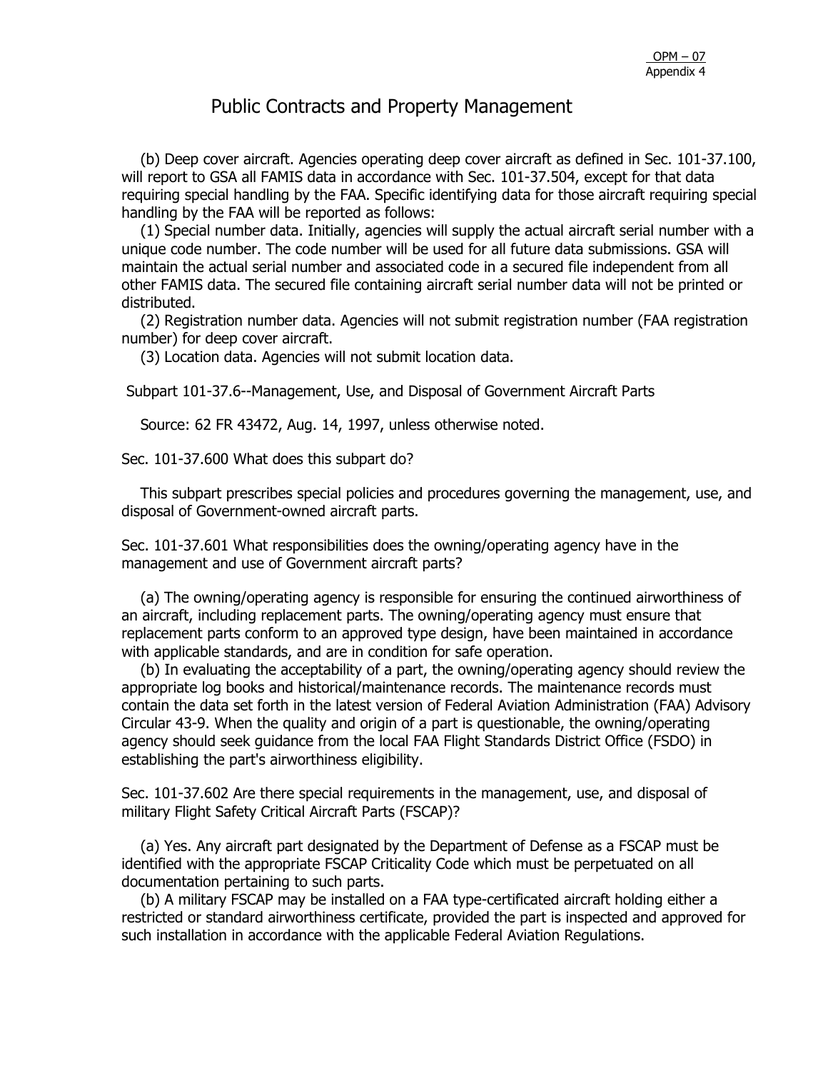# Public Contracts and Property Management

(b) Deep cover aircraft. Agencies operating deep cover aircraft as defined in Sec. 101-37.100, will report to GSA all FAMIS data in accordance with Sec. 101-37.504, except for that data requiring special handling by the FAA. Specific identifying data for those aircraft requiring special handling by the FAA will be reported as follows:

(1) Special number data. Initially, agencies will supply the actual aircraft serial number with a unique code number. The code number will be used for all future data submissions. GSA will maintain the actual serial number and associated code in a secured file independent from all other FAMIS data. The secured file containing aircraft serial number data will not be printed or distributed.

(2) Registration number data. Agencies will not submit registration number (FAA registration number) for deep cover aircraft.

(3) Location data. Agencies will not submit location data.

## Subpart 101-37.6--Management, Use, and Disposal of Government Aircraft Parts

Source: 62 FR 43472, Aug. 14, 1997, unless otherwise noted.

### Sec. 101-37.600 What does this subpart do?

This subpart prescribes special policies and procedures governing the management, use, and disposal of Government-owned aircraft parts.

### Sec. 101-37.601 What responsibilities does the owning/operating agency have in the management and use of Government aircraft parts?

(a) The owning/operating agency is responsible for ensuring the continued airworthiness of an aircraft, including replacement parts. The owning/operating agency must ensure that replacement parts conform to an approved type design, have been maintained in accordance with applicable standards, and are in condition for safe operation.

(b) In evaluating the acceptability of a part, the owning/operating agency should review the appropriate log books and historical/maintenance records. The maintenance records must contain the data set forth in the latest version of Federal Aviation Administration (FAA) Advisory Circular 43-9. When the quality and origin of a part is questionable, the owning/operating agency should seek guidance from the local FAA Flight Standards District Office (FSDO) in establishing the part's airworthiness eligibility.

### Sec. 101-37.602 Are there special requirements in the management, use, and disposal of military Flight Safety Critical Aircraft Parts (FSCAP)?

(a) Yes. Any aircraft part designated by the Department of Defense as a FSCAP must be identified with the appropriate FSCAP Criticality Code which must be perpetuated on all documentation pertaining to such parts.

(b) A military FSCAP may be installed on a FAA type-certificated aircraft holding either a restricted or standard airworthiness certificate, provided the part is inspected and approved for such installation in accordance with the applicable Federal Aviation Regulations.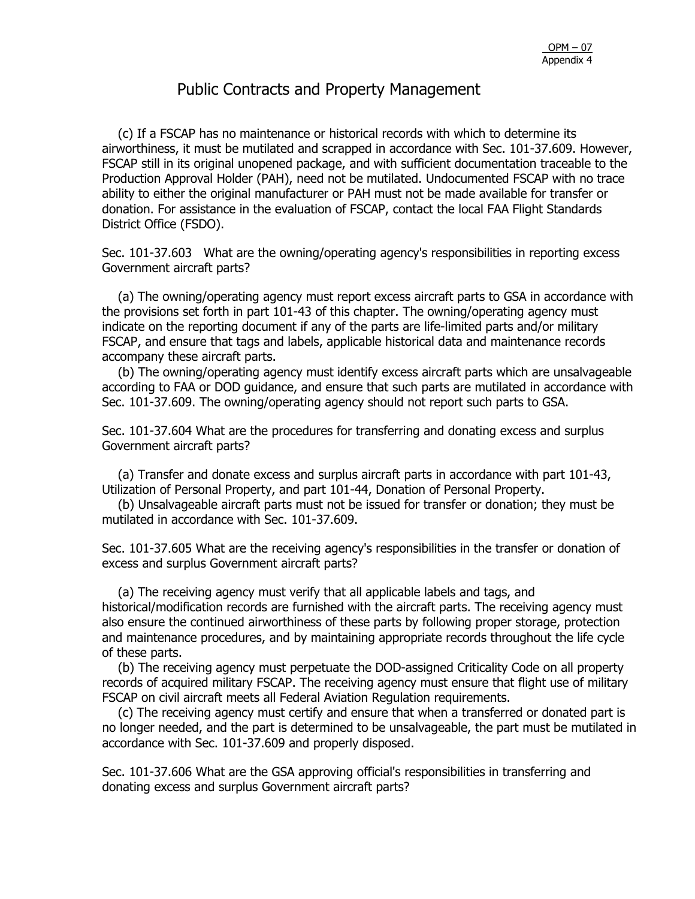# Public Contracts and Property Management

(c) If a FSCAP has no maintenance or historical records with which to determine its airworthiness, it must be mutilated and scrapped in accordance with Sec. 101-37.609. However, FSCAP still in its original unopened package, and with sufficient documentation traceable to the Production Approval Holder (PAH), need not be mutilated. Undocumented FSCAP with no trace ability to either the original manufacturer or PAH must not be made available for transfer or donation. For assistance in the evaluation of FSCAP, contact the local FAA Flight Standards District Office (FSDO).

Sec. 101-37.603 What are the owning/operating agency's responsibilities in reporting excess Government aircraft parts?

(a) The owning/operating agency must report excess aircraft parts to GSA in accordance with the provisions set forth in part 101-43 of this chapter. The owning/operating agency must indicate on the reporting document if any of the parts are life-limited parts and/or military FSCAP, and ensure that tags and labels, applicable historical data and maintenance records accompany these aircraft parts.

(b) The owning/operating agency must identify excess aircraft parts which are unsalvageable according to FAA or DOD guidance, and ensure that such parts are mutilated in accordance with Sec. 101-37.609. The owning/operating agency should not report such parts to GSA.

Sec. 101-37.604 What are the procedures for transferring and donating excess and surplus Government aircraft parts?

(a) Transfer and donate excess and surplus aircraft parts in accordance with part 101-43, Utilization of Personal Property, and part 101-44, Donation of Personal Property.

(b) Unsalvageable aircraft parts must not be issued for transfer or donation; they must be mutilated in accordance with Sec. 101-37.609.

Sec. 101-37.605 What are the receiving agency's responsibilities in the transfer or donation of excess and surplus Government aircraft parts?

(a) The receiving agency must verify that all applicable labels and tags, and historical/modification records are furnished with the aircraft parts. The receiving agency must also ensure the continued airworthiness of these parts by following proper storage, protection and maintenance procedures, and by maintaining appropriate records throughout the life cycle of these parts.

(b) The receiving agency must perpetuate the DOD-assigned Criticality Code on all property records of acquired military FSCAP. The receiving agency must ensure that flight use of military FSCAP on civil aircraft meets all Federal Aviation Regulation requirements.

(c) The receiving agency must certify and ensure that when a transferred or donated part is no longer needed, and the part is determined to be unsalvageable, the part must be mutilated in accordance with Sec. 101-37.609 and properly disposed.

Sec. 101-37.606 What are the GSA approving official's responsibilities in transferring and donating excess and surplus Government aircraft parts?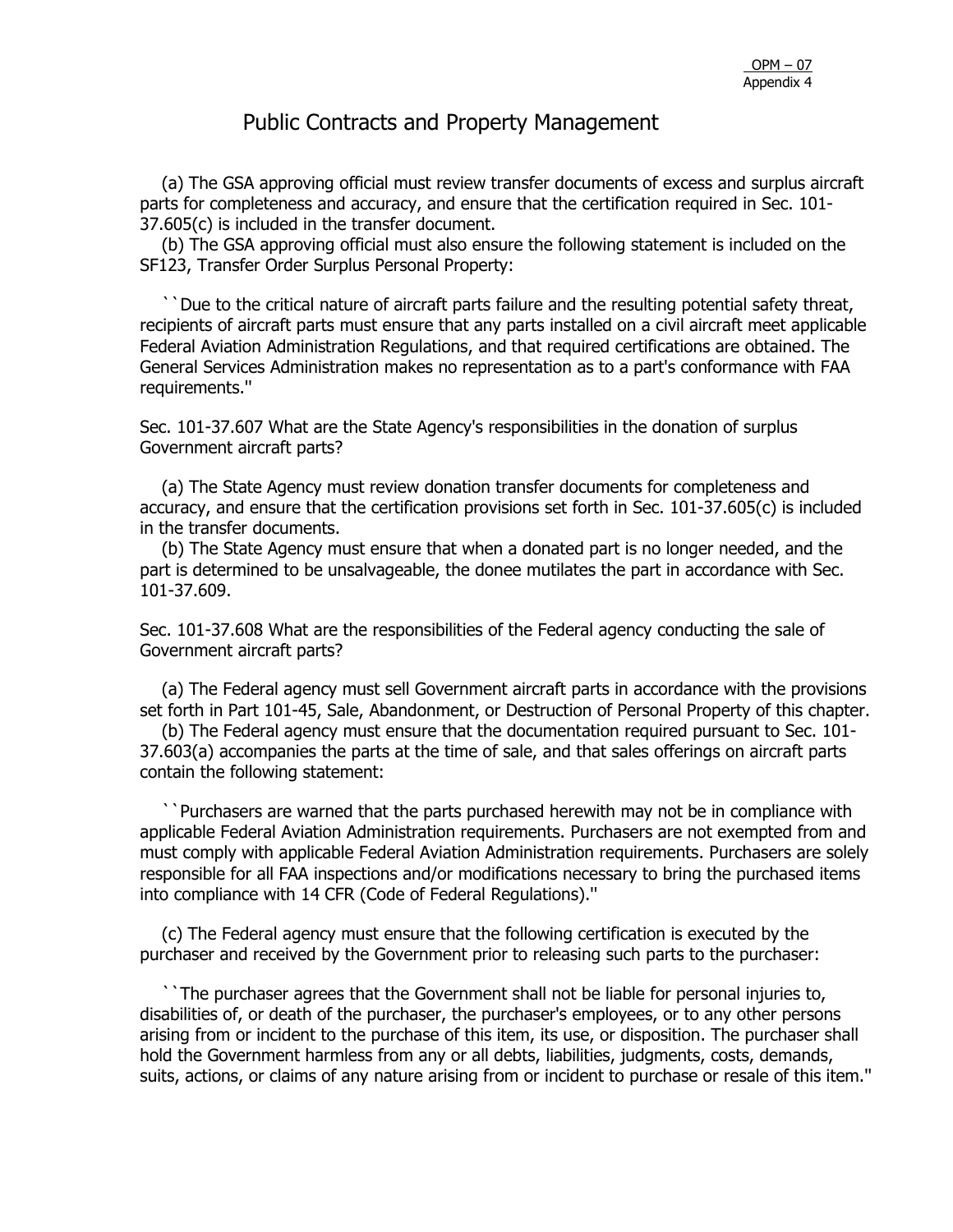# Public Contracts and Property Management

(a) The GSA approving official must review transfer documents of excess and surplus aircraft parts for completeness and accuracy, and ensure that the certification required in Sec. 101-37.605(c) is included in the transfer document.

(b) The GSA approving official must also ensure the following statement is included on the SF123, Transfer Order Surplus Personal Property:

``Due to the critical nature of aircraft parts failure and the resulting potential safety threat, recipients of aircraft parts must ensure that any parts installed on a civil aircraft meet applicable Federal Aviation Administration Regulations, and that required certifications are obtained. The General Services Administration makes no representation as to a part's conformance with FAA requirements.''

Sec. 101-37.607 What are the State Agency's responsibilities in the donation of surplus Government aircraft parts?

(a) The State Agency must review donation transfer documents for completeness and accuracy, and ensure that the certification provisions set forth in Sec. 101-37.605(c) is included in the transfer documents.

(b) The State Agency must ensure that when a donated part is no longer needed, and the part is determined to be unsalvageable, the donee mutilates the part in accordance with Sec. 101-37.609.

Sec. 101-37.608 What are the responsibilities of the Federal agency conducting the sale of Government aircraft parts?

(a) The Federal agency must sell Government aircraft parts in accordance with the provisions set forth in Part 101-45, Sale, Abandonment, or Destruction of Personal Property of this chapter.

(b) The Federal agency must ensure that the documentation required pursuant to Sec. 101-37.603(a) accompanies the parts at the time of sale, and that sales offerings on aircraft parts contain the following statement:

``Purchasers are warned that the parts purchased herewith may not be in compliance with applicable Federal Aviation Administration requirements. Purchasers are not exempted from and must comply with applicable Federal Aviation Administration requirements. Purchasers are solely responsible for all FAA inspections and/or modifications necessary to bring the purchased items into compliance with 14 CFR (Code of Federal Regulations).''

(c) The Federal agency must ensure that the following certification is executed by the purchaser and received by the Government prior to releasing such parts to the purchaser:

``The purchaser agrees that the Government shall not be liable for personal injuries to, disabilities of, or death of the purchaser, the purchaser's employees, or to any other persons arising from or incident to the purchase of this item, its use, or disposition. The purchaser shall hold the Government harmless from any or all debts, liabilities, judgments, costs, demands, suits, actions, or claims of any nature arising from or incident to purchase or resale of this item.''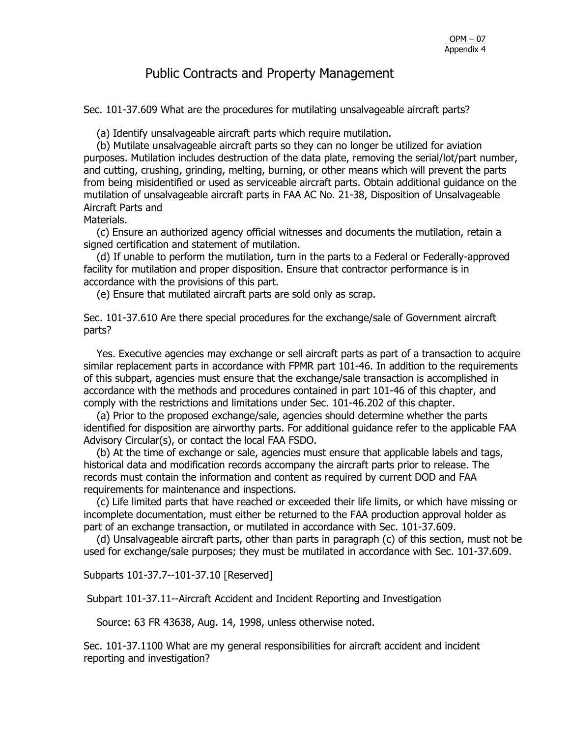# Public Contracts and Property Management

Sec. 101-37.609 What are the procedures for mutilating unsalvageable aircraft parts?

(a) Identify unsalvageable aircraft parts which require mutilation.

(b) Mutilate unsalvageable aircraft parts so they can no longer be utilized for aviation purposes. Mutilation includes destruction of the data plate, removing the serial/lot/part number, and cutting, crushing, grinding, melting, burning, or other means which will prevent the parts from being misidentified or used as serviceable aircraft parts. Obtain additional guidance on the mutilation of unsalvageable aircraft parts in FAA AC No. 21-38, Disposition of Unsalvageable Aircraft Parts and Materials.

(c) Ensure an authorized agency official witnesses and documents the mutilation, retain a signed certification and statement of mutilation.

(d) If unable to perform the mutilation, turn in the parts to a Federal or Federally-approved facility for mutilation and proper disposition. Ensure that contractor performance is in accordance with the provisions of this part.

(e) Ensure that mutilated aircraft parts are sold only as scrap.

Sec. 101-37.610 Are there special procedures for the exchange/sale of Government aircraft parts?

Yes. Executive agencies may exchange or sell aircraft parts as part of a transaction to acquire similar replacement parts in accordance with FPMR part 101-46. In addition to the requirements of this subpart, agencies must ensure that the exchange/sale transaction is accomplished in accordance with the methods and procedures contained in part 101-46 of this chapter, and comply with the restrictions and limitations under Sec. 101-46.202 of this chapter.

(a) Prior to the proposed exchange/sale, agencies should determine whether the parts identified for disposition are airworthy parts. For additional guidance refer to the applicable FAA Advisory Circular(s), or contact the local FAA FSDO.

(b) At the time of exchange or sale, agencies must ensure that applicable labels and tags, historical data and modification records accompany the aircraft parts prior to release. The records must contain the information and content as required by current DOD and FAA requirements for maintenance and inspections.

(c) Life limited parts that have reached or exceeded their life limits, or which have missing or incomplete documentation, must either be returned to the FAA production approval holder as part of an exchange transaction, or mutilated in accordance with Sec. 101-37.609.

(d) Unsalvageable aircraft parts, other than parts in paragraph (c) of this section, must not be used for exchange/sale purposes; they must be mutilated in accordance with Sec. 101-37.609.

Subparts 101-37.7--101-37.10 [Reserved]

Subpart 101-37.11--Aircraft Accident and Incident Reporting and Investigation

Source: 63 FR 43638, Aug. 14, 1998, unless otherwise noted.

Sec. 101-37.1100 What are my general responsibilities for aircraft accident and incident reporting and investigation?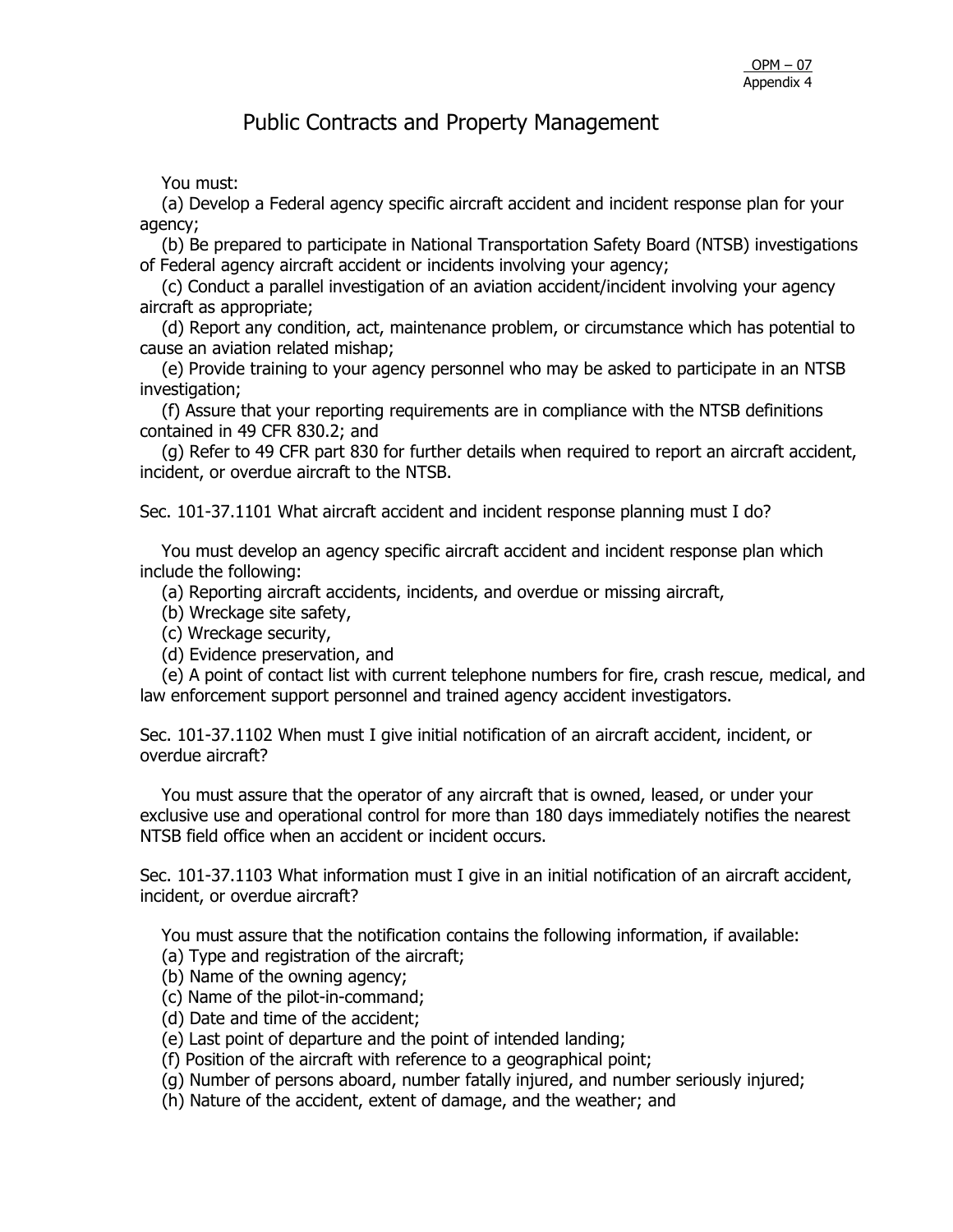# Public Contracts and Property Management

You must:

(a) Develop a Federal agency specific aircraft accident and incident response plan for your agency;

(b) Be prepared to participate in National Transportation Safety Board (NTSB) investigations of Federal agency aircraft accident or incidents involving your agency;

(c) Conduct a parallel investigation of an aviation accident/incident involving your agency aircraft as appropriate;

(d) Report any condition, act, maintenance problem, or circumstance which has potential to cause an aviation related mishap;

(e) Provide training to your agency personnel who may be asked to participate in an NTSB investigation;

(f) Assure that your reporting requirements are in compliance with the NTSB definitions contained in 49 CFR 830.2; and

(g) Refer to 49 CFR part 830 for further details when required to report an aircraft accident, incident, or overdue aircraft to the NTSB.

Sec. 101-37.1101 What aircraft accident and incident response planning must I do?

You must develop an agency specific aircraft accident and incident response plan which include the following:

(a) Reporting aircraft accidents, incidents, and overdue or missing aircraft,

(b) Wreckage site safety,

(c) Wreckage security,

(d) Evidence preservation, and

(e) A point of contact list with current telephone numbers for fire, crash rescue, medical, and law enforcement support personnel and trained agency accident investigators.

Sec. 101-37.1102 When must I give initial notification of an aircraft accident, incident, or overdue aircraft?

You must assure that the operator of any aircraft that is owned, leased, or under your exclusive use and operational control for more than 180 days immediately notifies the nearest NTSB field office when an accident or incident occurs.

Sec. 101-37.1103 What information must I give in an initial notification of an aircraft accident, incident, or overdue aircraft?

You must assure that the notification contains the following information, if available:

(a) Type and registration of the aircraft;

(b) Name of the owning agency;

(c) Name of the pilot-in-command;

(d) Date and time of the accident;

(e) Last point of departure and the point of intended landing;

(f) Position of the aircraft with reference to a geographical point;

(g) Number of persons aboard, number fatally injured, and number seriously injured;

(h) Nature of the accident, extent of damage, and the weather; and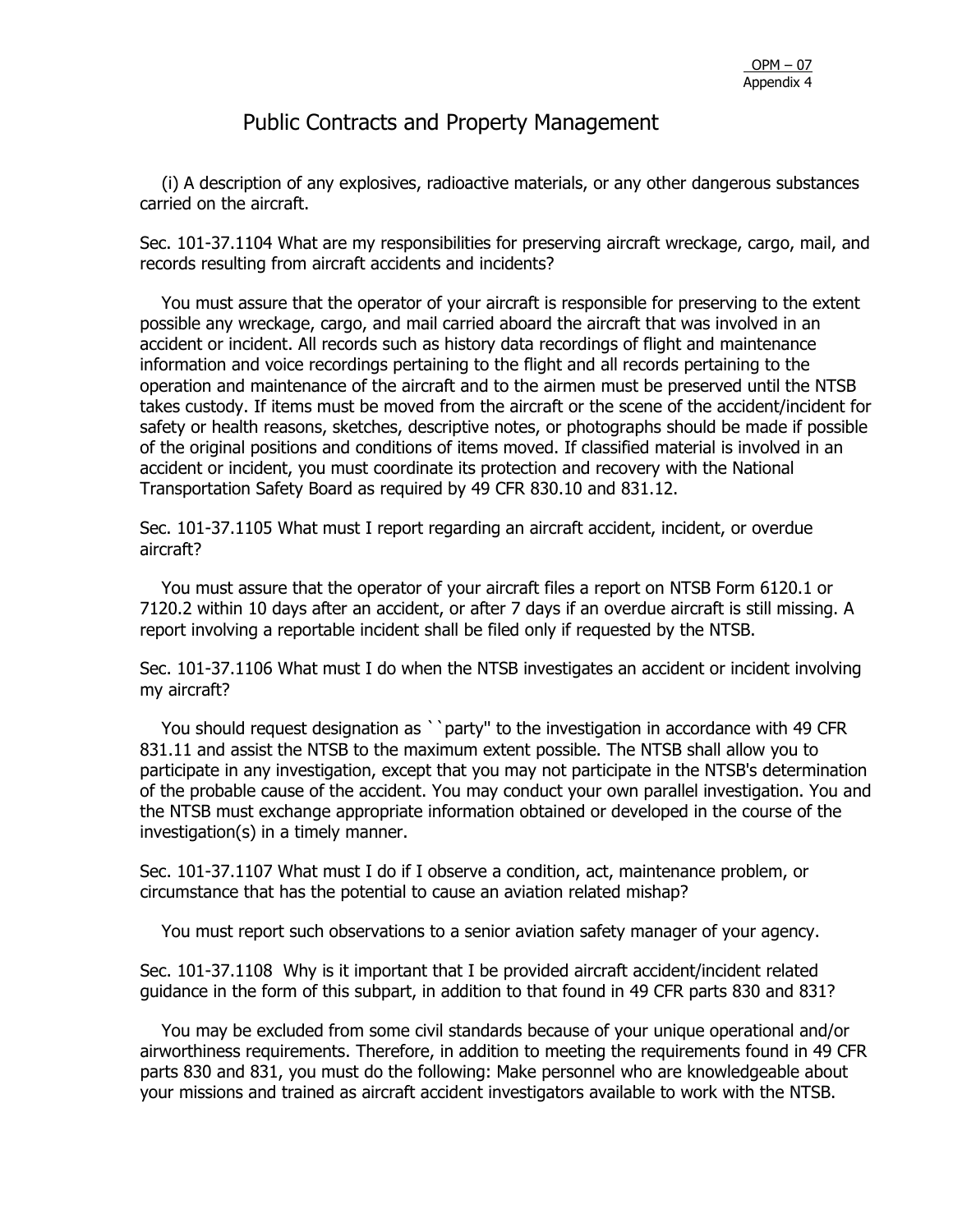# Public Contracts and Property Management

(i) A description of any explosives, radioactive materials, or any other dangerous substances carried on the aircraft.

Sec. 101-37.1104 What are my responsibilities for preserving aircraft wreckage, cargo, mail, and records resulting from aircraft accidents and incidents?

You must assure that the operator of your aircraft is responsible for preserving to the extent possible any wreckage, cargo, and mail carried aboard the aircraft that was involved in an accident or incident. All records such as history data recordings of flight and maintenance information and voice recordings pertaining to the flight and all records pertaining to the operation and maintenance of the aircraft and to the airmen must be preserved until the NTSB takes custody. If items must be moved from the aircraft or the scene of the accident/incident for safety or health reasons, sketches, descriptive notes, or photographs should be made if possible of the original positions and conditions of items moved. If classified material is involved in an accident or incident, you must coordinate its protection and recovery with the National Transportation Safety Board as required by 49 CFR 830.10 and 831.12.

Sec. 101-37.1105 What must I report regarding an aircraft accident, incident, or overdue aircraft?

You must assure that the operator of your aircraft files a report on NTSB Form 6120.1 or 7120.2 within 10 days after an accident, or after 7 days if an overdue aircraft is still missing. A report involving a reportable incident shall be filed only if requested by the NTSB.

Sec. 101-37.1106 What must I do when the NTSB investigates an accident or incident involving my aircraft?

You should request designation as ``party'' to the investigation in accordance with 49 CFR 831.11 and assist the NTSB to the maximum extent possible. The NTSB shall allow you to participate in any investigation, except that you may not participate in the NTSB's determination of the probable cause of the accident. You may conduct your own parallel investigation. You and the NTSB must exchange appropriate information obtained or developed in the course of the investigation(s) in a timely manner.

Sec. 101-37.1107 What must I do if I observe a condition, act, maintenance problem, or circumstance that has the potential to cause an aviation related mishap?

You must report such observations to a senior aviation safety manager of your agency.

Sec. 101-37.1108 Why is it important that I be provided aircraft accident/incident related guidance in the form of this subpart, in addition to that found in 49 CFR parts 830 and 831?

You may be excluded from some civil standards because of your unique operational and/or airworthiness requirements. Therefore, in addition to meeting the requirements found in 49 CFR parts 830 and 831, you must do the following: Make personnel who are knowledgeable about your missions and trained as aircraft accident investigators available to work with the NTSB.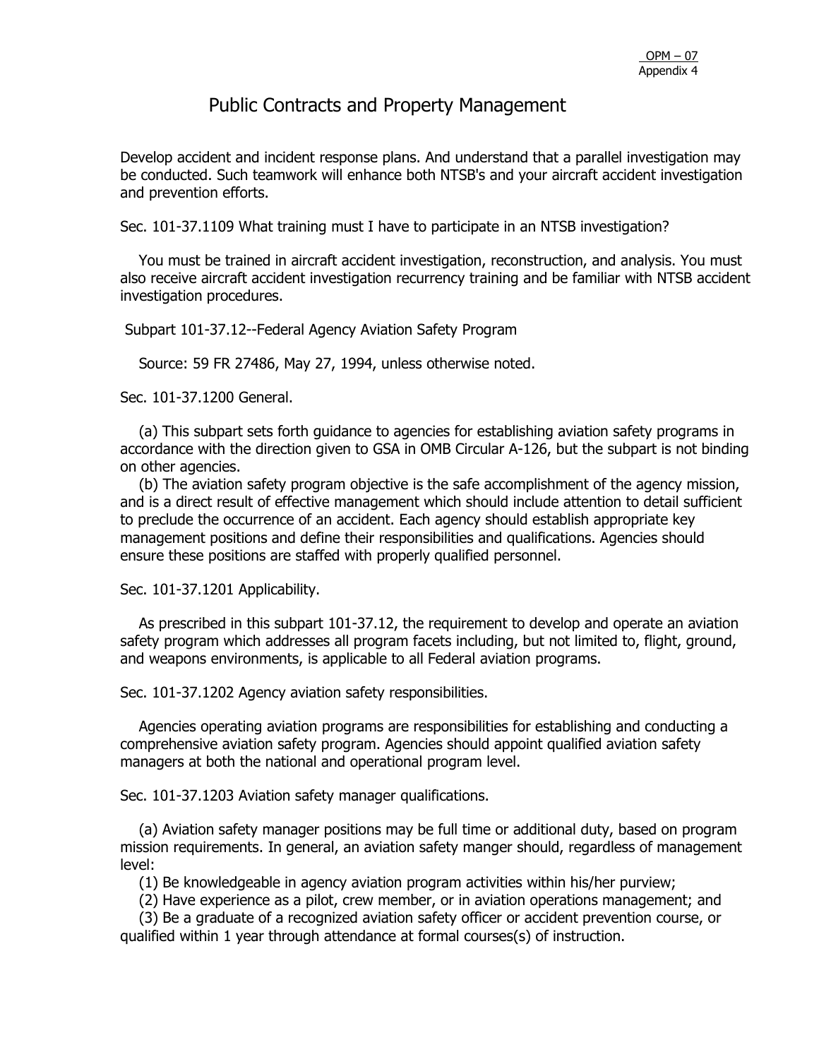# Public Contracts and Property Management

Develop accident and incident response plans. And understand that a parallel investigation may be conducted. Such teamwork will enhance both NTSB's and your aircraft accident investigation and prevention efforts.

Sec. 101-37.1109 What training must I have to participate in an NTSB investigation?

You must be trained in aircraft accident investigation, reconstruction, and analysis. You must also receive aircraft accident investigation recurrency training and be familiar with NTSB accident investigation procedures.

Subpart 101-37.12--Federal Agency Aviation Safety Program

Source: 59 FR 27486, May 27, 1994, unless otherwise noted.

Sec. 101-37.1200 General.

(a) This subpart sets forth guidance to agencies for establishing aviation safety programs in accordance with the direction given to GSA in OMB Circular A-126, but the subpart is not binding on other agencies.

(b) The aviation safety program objective is the safe accomplishment of the agency mission, and is a direct result of effective management which should include attention to detail sufficient to preclude the occurrence of an accident. Each agency should establish appropriate key management positions and define their responsibilities and qualifications. Agencies should ensure these positions are staffed with properly qualified personnel.

Sec. 101-37.1201 Applicability.

As prescribed in this subpart 101-37.12, the requirement to develop and operate an aviation safety program which addresses all program facets including, but not limited to, flight, ground, and weapons environments, is applicable to all Federal aviation programs.

Sec. 101-37.1202 Agency aviation safety responsibilities.

Agencies operating aviation programs are responsibilities for establishing and conducting a comprehensive aviation safety program. Agencies should appoint qualified aviation safety managers at both the national and operational program level.

Sec. 101-37.1203 Aviation safety manager qualifications.

(a) Aviation safety manager positions may be full time or additional duty, based on program mission requirements. In general, an aviation safety manger should, regardless of management level:

(1) Be knowledgeable in agency aviation program activities within his/her purview;

(2) Have experience as a pilot, crew member, or in aviation operations management; and

(3) Be a graduate of a recognized aviation safety officer or accident prevention course, or qualified within 1 year through attendance at formal courses(s) of instruction.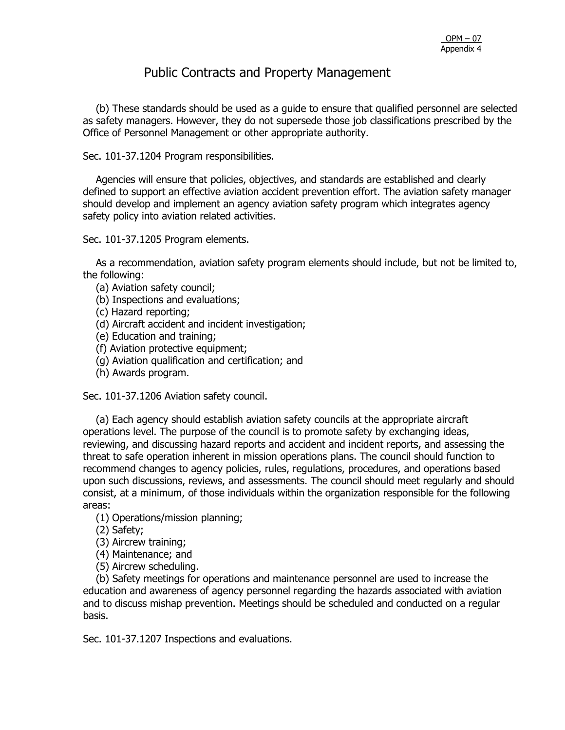# Public Contracts and Property Management

(b) These standards should be used as a guide to ensure that qualified personnel are selected as safety managers. However, they do not supersede those job classifications prescribed by the Office of Personnel Management or other appropriate authority.

Sec. 101-37.1204 Program responsibilities.

Agencies will ensure that policies, objectives, and standards are established and clearly defined to support an effective aviation accident prevention effort. The aviation safety manager should develop and implement an agency aviation safety program which integrates agency safety policy into aviation related activities.

Sec. 101-37.1205 Program elements.

As a recommendation, aviation safety program elements should include, but not be limited to, the following:

(a) Aviation safety council;
(b) Inspections and evaluations;
(c) Hazard reporting;
(d) Aircraft accident and incident investigation;
(e) Education and training;
(f) Aviation protective equipment;
(g) Aviation qualification and certification; and
(h) Awards program.

Sec. 101-37.1206 Aviation safety council.

(a) Each agency should establish aviation safety councils at the appropriate aircraft operations level. The purpose of the council is to promote safety by exchanging ideas, reviewing, and discussing hazard reports and accident and incident reports, and assessing the threat to safe operation inherent in mission operations plans. The council should function to recommend changes to agency policies, rules, regulations, procedures, and operations based upon such discussions, reviews, and assessments. The council should meet regularly and should consist, at a minimum, of those individuals within the organization responsible for the following areas:

(1) Operations/mission planning;
(2) Safety;
(3) Aircrew training;
(4) Maintenance; and
(5) Aircrew scheduling.

(b) Safety meetings for operations and maintenance personnel are used to increase the education and awareness of agency personnel regarding the hazards associated with aviation and to discuss mishap prevention. Meetings should be scheduled and conducted on a regular basis.

Sec. 101-37.1207 Inspections and evaluations.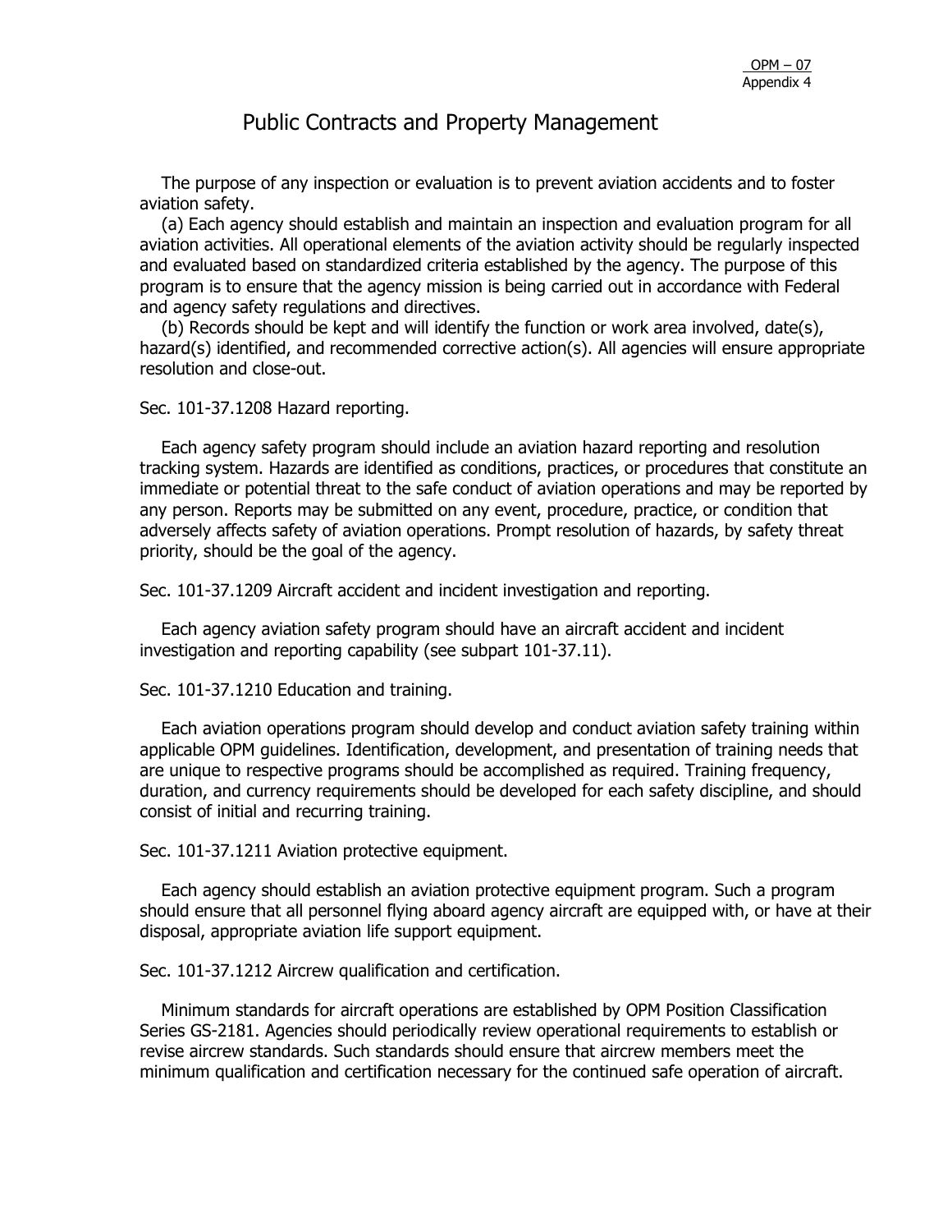# Public Contracts and Property Management

The purpose of any inspection or evaluation is to prevent aviation accidents and to foster aviation safety.

(a) Each agency should establish and maintain an inspection and evaluation program for all aviation activities. All operational elements of the aviation activity should be regularly inspected and evaluated based on standardized criteria established by the agency. The purpose of this program is to ensure that the agency mission is being carried out in accordance with Federal and agency safety regulations and directives.

(b) Records should be kept and will identify the function or work area involved, date(s), hazard(s) identified, and recommended corrective action(s). All agencies will ensure appropriate resolution and close-out.

Sec. 101-37.1208 Hazard reporting.

Each agency safety program should include an aviation hazard reporting and resolution tracking system. Hazards are identified as conditions, practices, or procedures that constitute an immediate or potential threat to the safe conduct of aviation operations and may be reported by any person. Reports may be submitted on any event, procedure, practice, or condition that adversely affects safety of aviation operations. Prompt resolution of hazards, by safety threat priority, should be the goal of the agency.

Sec. 101-37.1209 Aircraft accident and incident investigation and reporting.

Each agency aviation safety program should have an aircraft accident and incident investigation and reporting capability (see subpart 101-37.11).

Sec. 101-37.1210 Education and training.

Each aviation operations program should develop and conduct aviation safety training within applicable OPM guidelines. Identification, development, and presentation of training needs that are unique to respective programs should be accomplished as required. Training frequency, duration, and currency requirements should be developed for each safety discipline, and should consist of initial and recurring training.

Sec. 101-37.1211 Aviation protective equipment.

Each agency should establish an aviation protective equipment program. Such a program should ensure that all personnel flying aboard agency aircraft are equipped with, or have at their disposal, appropriate aviation life support equipment.

Sec. 101-37.1212 Aircrew qualification and certification.

Minimum standards for aircraft operations are established by OPM Position Classification Series GS-2181. Agencies should periodically review operational requirements to establish or revise aircrew standards. Such standards should ensure that aircrew members meet the minimum qualification and certification necessary for the continued safe operation of aircraft.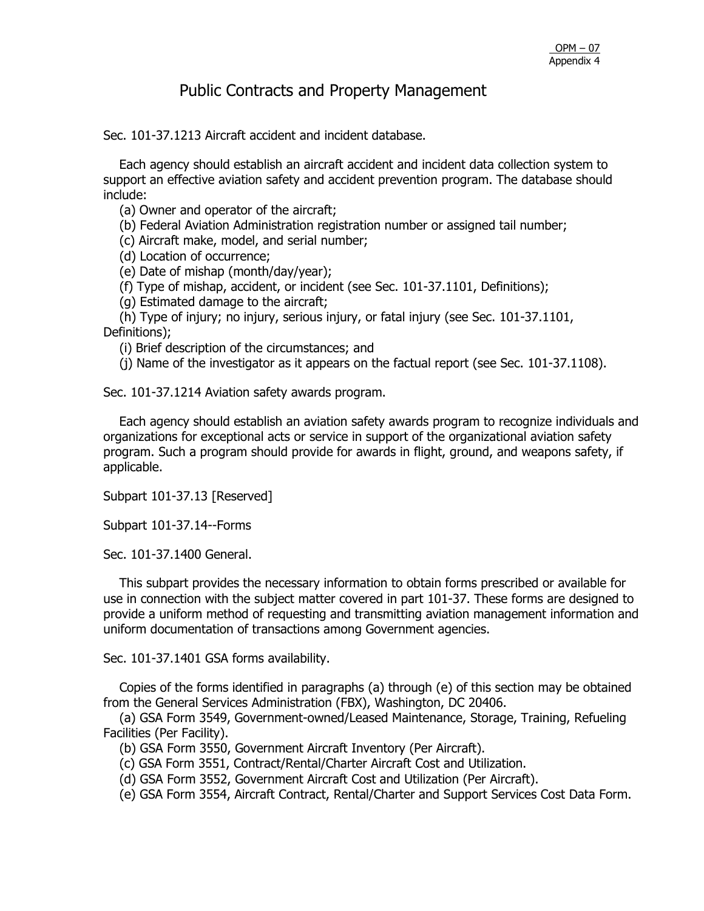# Public Contracts and Property Management

Sec. 101-37.1213 Aircraft accident and incident database.

Each agency should establish an aircraft accident and incident data collection system to support an effective aviation safety and accident prevention program. The database should include:

(a) Owner and operator of the aircraft;
(b) Federal Aviation Administration registration number or assigned tail number;
(c) Aircraft make, model, and serial number;
(d) Location of occurrence;
(e) Date of mishap (month/day/year);
(f) Type of mishap, accident, or incident (see Sec. 101-37.1101, Definitions);
(g) Estimated damage to the aircraft;
(h) Type of injury; no injury, serious injury, or fatal injury (see Sec. 101-37.1101, Definitions);
(i) Brief description of the circumstances; and
(j) Name of the investigator as it appears on the factual report (see Sec. 101-37.1108).

Sec. 101-37.1214 Aviation safety awards program.

Each agency should establish an aviation safety awards program to recognize individuals and organizations for exceptional acts or service in support of the organizational aviation safety program. Such a program should provide for awards in flight, ground, and weapons safety, if applicable.

Subpart 101-37.13 [Reserved]

Subpart 101-37.14--Forms

Sec. 101-37.1400 General.

This subpart provides the necessary information to obtain forms prescribed or available for use in connection with the subject matter covered in part 101-37. These forms are designed to provide a uniform method of requesting and transmitting aviation management information and uniform documentation of transactions among Government agencies.

Sec. 101-37.1401 GSA forms availability.

Copies of the forms identified in paragraphs (a) through (e) of this section may be obtained from the General Services Administration (FBX), Washington, DC 20406.

(a) GSA Form 3549, Government-owned/Leased Maintenance, Storage, Training, Refueling Facilities (Per Facility).
(b) GSA Form 3550, Government Aircraft Inventory (Per Aircraft).
(c) GSA Form 3551, Contract/Rental/Charter Aircraft Cost and Utilization.
(d) GSA Form 3552, Government Aircraft Cost and Utilization (Per Aircraft).
(e) GSA Form 3554, Aircraft Contract, Rental/Charter and Support Services Cost Data Form.